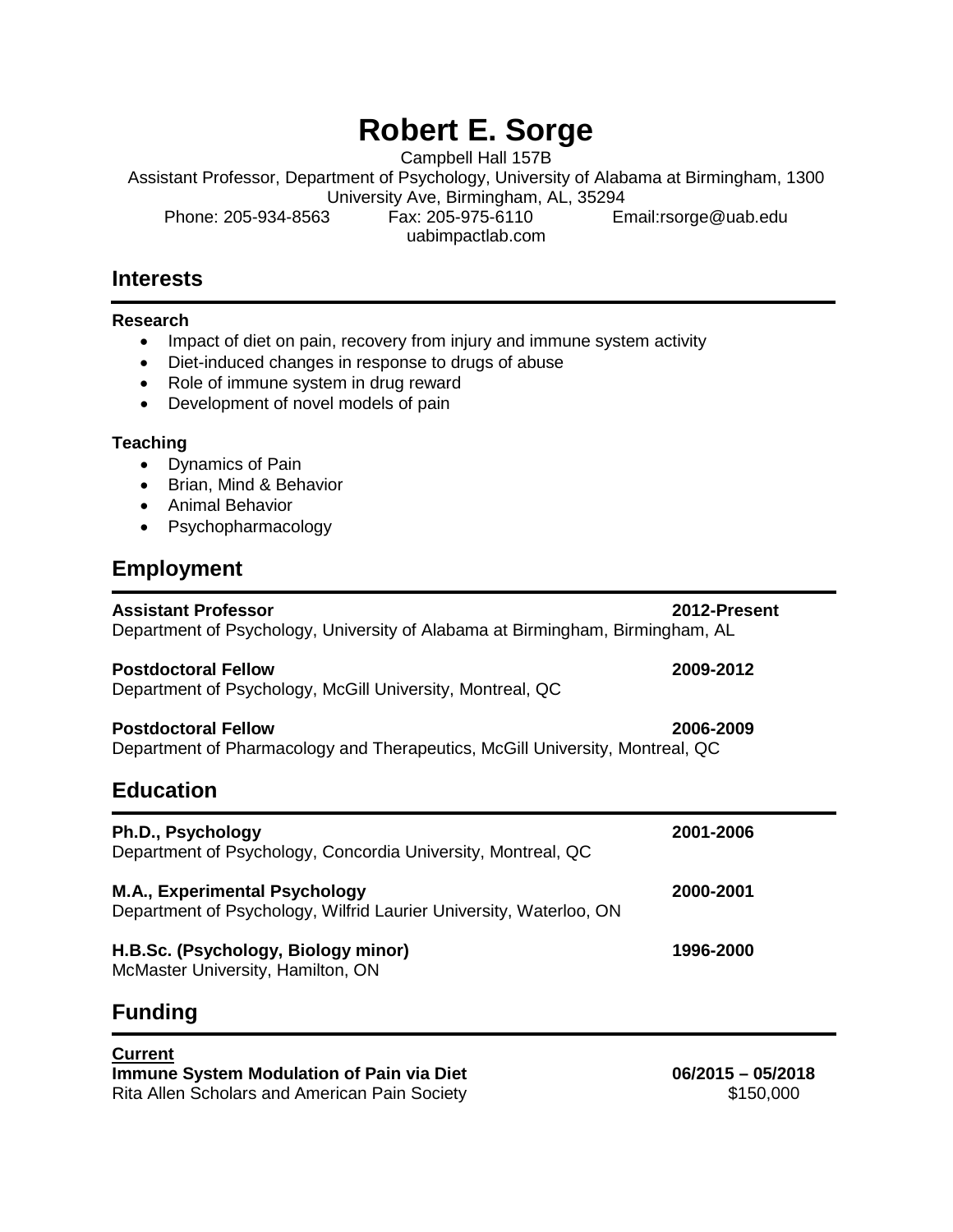# Robert E. Sorge

Campbell Hall 157B
Assistant Professor, Department of Psychology, University of Alabama at Birmingham, 1300 University Ave, Birmingham, AL, 35294
Phone: 205-934-8563 Fax: 205-975-6110 Email:rsorge@uab.edu
uabimpactlab.com

## Interests

**Research**

- Impact of diet on pain, recovery from injury and immune system activity
- Diet-induced changes in response to drugs of abuse
- Role of immune system in drug reward
- Development of novel models of pain

**Teaching**

- Dynamics of Pain
- Brian, Mind & Behavior
- Animal Behavior
- Psychopharmacology

## Employment

**Assistant Professor** **2012-Present**
Department of Psychology, University of Alabama at Birmingham, Birmingham, AL

**Postdoctoral Fellow** **2009-2012**
Department of Psychology, McGill University, Montreal, QC

**Postdoctoral Fellow** **2006-2009**
Department of Pharmacology and Therapeutics, McGill University, Montreal, QC

## Education

**Ph.D., Psychology** **2001-2006**
Department of Psychology, Concordia University, Montreal, QC

**M.A., Experimental Psychology** **2000-2001**
Department of Psychology, Wilfrid Laurier University, Waterloo, ON

**H.B.Sc. (Psychology, Biology minor)** **1996-2000**
McMaster University, Hamilton, ON

## Funding

**Current**
**Immune System Modulation of Pain via Diet** **06/2015 – 05/2018**
Rita Allen Scholars and American Pain Society $150,000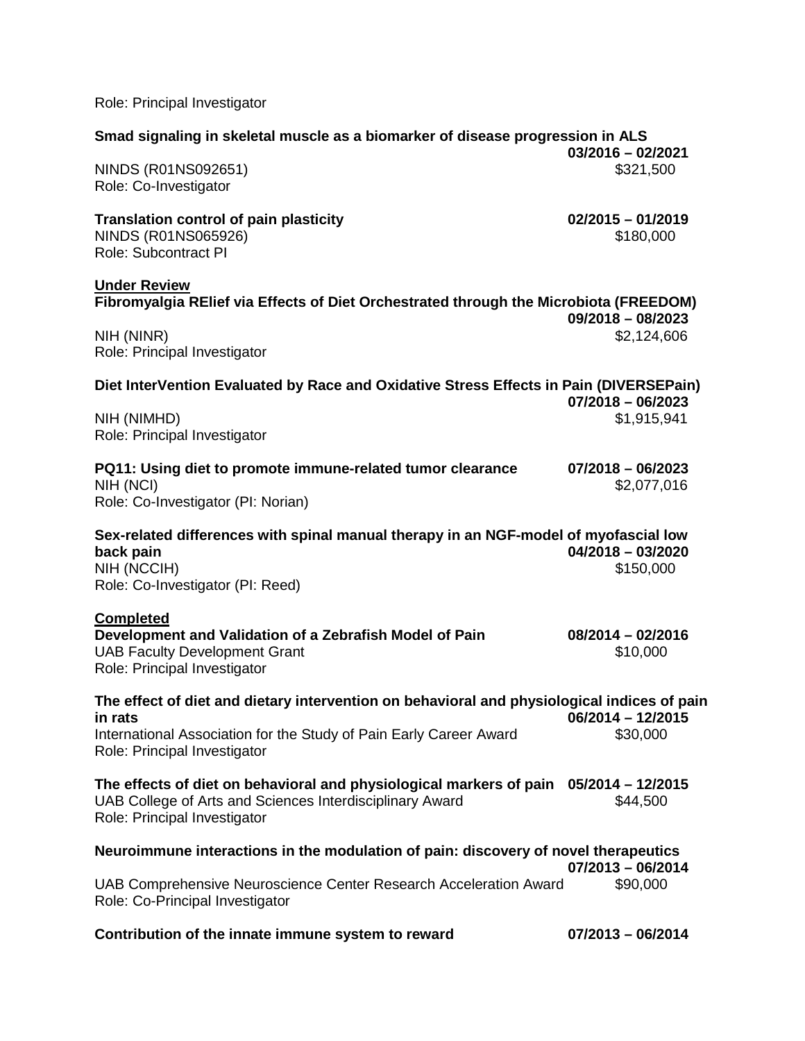Role: Principal Investigator

**Smad signaling in skeletal muscle as a biomarker of disease progression in ALS**
**03/2016 – 02/2021**
NINDS (R01NS092651) $321,500
Role: Co-Investigator

**Translation control of pain plasticity** **02/2015 – 01/2019**
NINDS (R01NS065926) $180,000
Role: Subcontract PI

**Under Review**

**Fibromyalgia RElief via Effects of Diet Orchestrated through the Microbiota (FREEDOM)**
**09/2018 – 08/2023**
NIH (NINR) $2,124,606
Role: Principal Investigator

**Diet InterVention Evaluated by Race and Oxidative Stress Effects in Pain (DIVERSEPain)**
**07/2018 – 06/2023**
NIH (NIMHD) $1,915,941
Role: Principal Investigator

**PQ11: Using diet to promote immune-related tumor clearance** **07/2018 – 06/2023**
NIH (NCI) $2,077,016
Role: Co-Investigator (PI: Norian)

**Sex-related differences with spinal manual therapy in an NGF-model of myofascial low back pain** **04/2018 – 03/2020**
NIH (NCCIH) $150,000
Role: Co-Investigator (PI: Reed)

**Completed**

**Development and Validation of a Zebrafish Model of Pain** **08/2014 – 02/2016**
UAB Faculty Development Grant $10,000
Role: Principal Investigator

**The effect of diet and dietary intervention on behavioral and physiological indices of pain in rats** **06/2014 – 12/2015**
International Association for the Study of Pain Early Career Award $30,000
Role: Principal Investigator

**The effects of diet on behavioral and physiological markers of pain** **05/2014 – 12/2015**
UAB College of Arts and Sciences Interdisciplinary Award $44,500
Role: Principal Investigator

**Neuroimmune interactions in the modulation of pain: discovery of novel therapeutics**
**07/2013 – 06/2014**
UAB Comprehensive Neuroscience Center Research Acceleration Award $90,000
Role: Co-Principal Investigator

**Contribution of the innate immune system to reward** **07/2013 – 06/2014**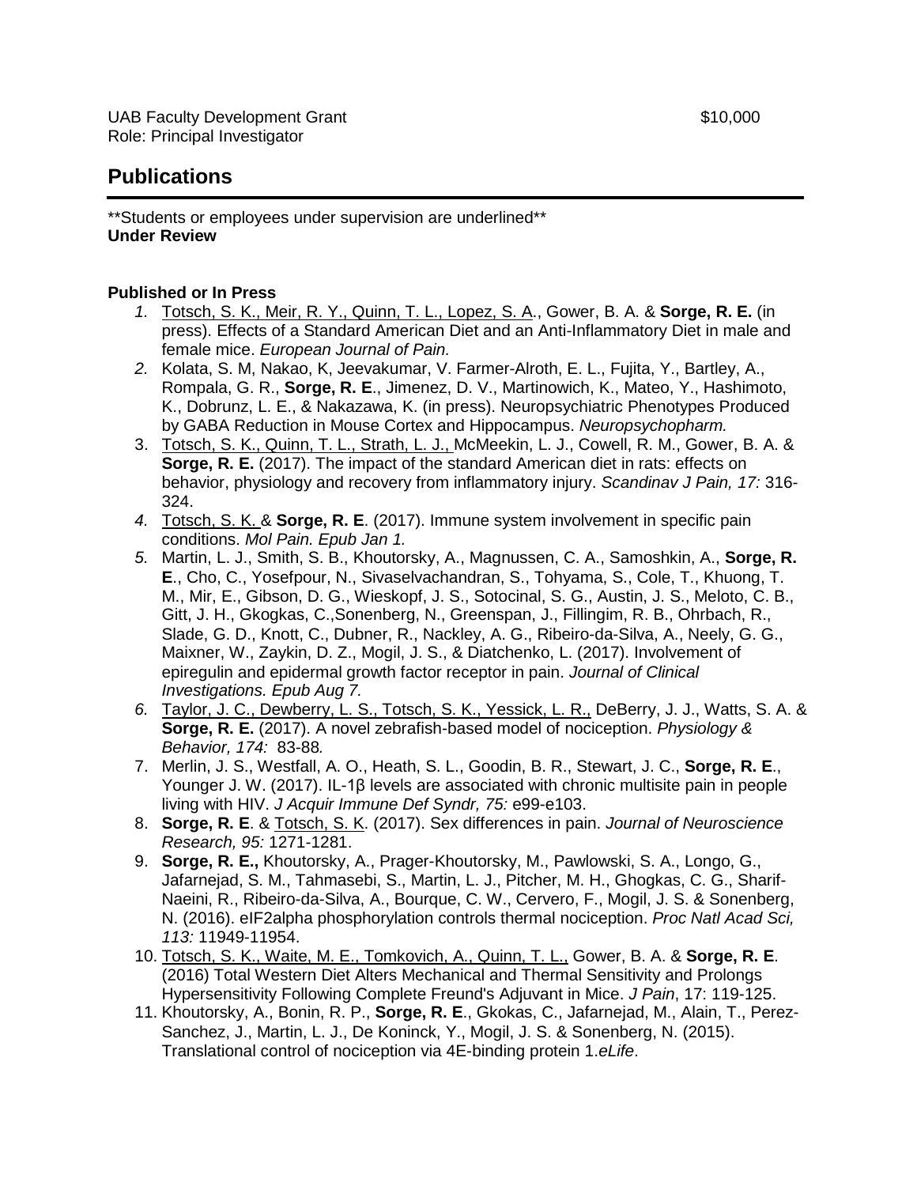UAB Faculty Development Grant $10,000
Role: Principal Investigator

## Publications

**Students or employees under supervision are underlined**

**Under Review**

**Published or In Press**

1. Totsch, S. K., Meir, R. Y., Quinn, T. L., Lopez, S. A., Gower, B. A. & **Sorge, R. E.** (in press). Effects of a Standard American Diet and an Anti-Inflammatory Diet in male and female mice. *European Journal of Pain.*
2. Kolata, S. M, Nakao, K, Jeevakumar, V. Farmer-Alroth, E. L., Fujita, Y., Bartley, A., Rompala, G. R., **Sorge, R. E**., Jimenez, D. V., Martinowich, K., Mateo, Y., Hashimoto, K., Dobrunz, L. E., & Nakazawa, K. (in press). Neuropsychiatric Phenotypes Produced by GABA Reduction in Mouse Cortex and Hippocampus. *Neuropsychopharm.*
3. Totsch, S. K., Quinn, T. L., Strath, L. J., McMeekin, L. J., Cowell, R. M., Gower, B. A. & **Sorge, R. E.** (2017). The impact of the standard American diet in rats: effects on behavior, physiology and recovery from inflammatory injury. *Scandinav J Pain, 17:* 316-324.
4. Totsch, S. K. & **Sorge, R. E**. (2017). Immune system involvement in specific pain conditions. *Mol Pain. Epub Jan 1.*
5. Martin, L. J., Smith, S. B., Khoutorsky, A., Magnussen, C. A., Samoshkin, A., **Sorge, R. E**., Cho, C., Yosefpour, N., Sivaselvachandran, S., Tohyama, S., Cole, T., Khuong, T. M., Mir, E., Gibson, D. G., Wieskopf, J. S., Sotocinal, S. G., Austin, J. S., Meloto, C. B., Gitt, J. H., Gkogkas, C.,Sonenberg, N., Greenspan, J., Fillingim, R. B., Ohrbach, R., Slade, G. D., Knott, C., Dubner, R., Nackley, A. G., Ribeiro-da-Silva, A., Neely, G. G., Maixner, W., Zaykin, D. Z., Mogil, J. S., & Diatchenko, L. (2017). Involvement of epiregulin and epidermal growth factor receptor in pain. *Journal of Clinical Investigations. Epub Aug 7.*
6. Taylor, J. C., Dewberry, L. S., Totsch, S. K., Yessick, L. R., DeBerry, J. J., Watts, S. A. & **Sorge, R. E.** (2017). A novel zebrafish-based model of nociception. *Physiology & Behavior, 174:* 83-88*.*
7. Merlin, J. S., Westfall, A. O., Heath, S. L., Goodin, B. R., Stewart, J. C., **Sorge, R. E**., Younger J. W. (2017). IL-1β levels are associated with chronic multisite pain in people living with HIV. *J Acquir Immune Def Syndr, 75:* e99-e103.
8. **Sorge, R. E**. & Totsch, S. K. (2017). Sex differences in pain. *Journal of Neuroscience Research, 95:* 1271-1281.
9. **Sorge, R. E.,** Khoutorsky, A., Prager-Khoutorsky, M., Pawlowski, S. A., Longo, G., Jafarnejad, S. M., Tahmasebi, S., Martin, L. J., Pitcher, M. H., Ghogkas, C. G., Sharif-Naeini, R., Ribeiro-da-Silva, A., Bourque, C. W., Cervero, F., Mogil, J. S. & Sonenberg, N. (2016). eIF2alpha phosphorylation controls thermal nociception. *Proc Natl Acad Sci, 113:* 11949-11954.
10. Totsch, S. K., Waite, M. E., Tomkovich, A., Quinn, T. L., Gower, B. A. & **Sorge, R. E**. (2016) Total Western Diet Alters Mechanical and Thermal Sensitivity and Prolongs Hypersensitivity Following Complete Freund's Adjuvant in Mice. *J Pain*, 17: 119-125.
11. Khoutorsky, A., Bonin, R. P., **Sorge, R. E**., Gkokas, C., Jafarnejad, M., Alain, T., Perez-Sanchez, J., Martin, L. J., De Koninck, Y., Mogil, J. S. & Sonenberg, N. (2015). Translational control of nociception via 4E-binding protein 1.*eLife*.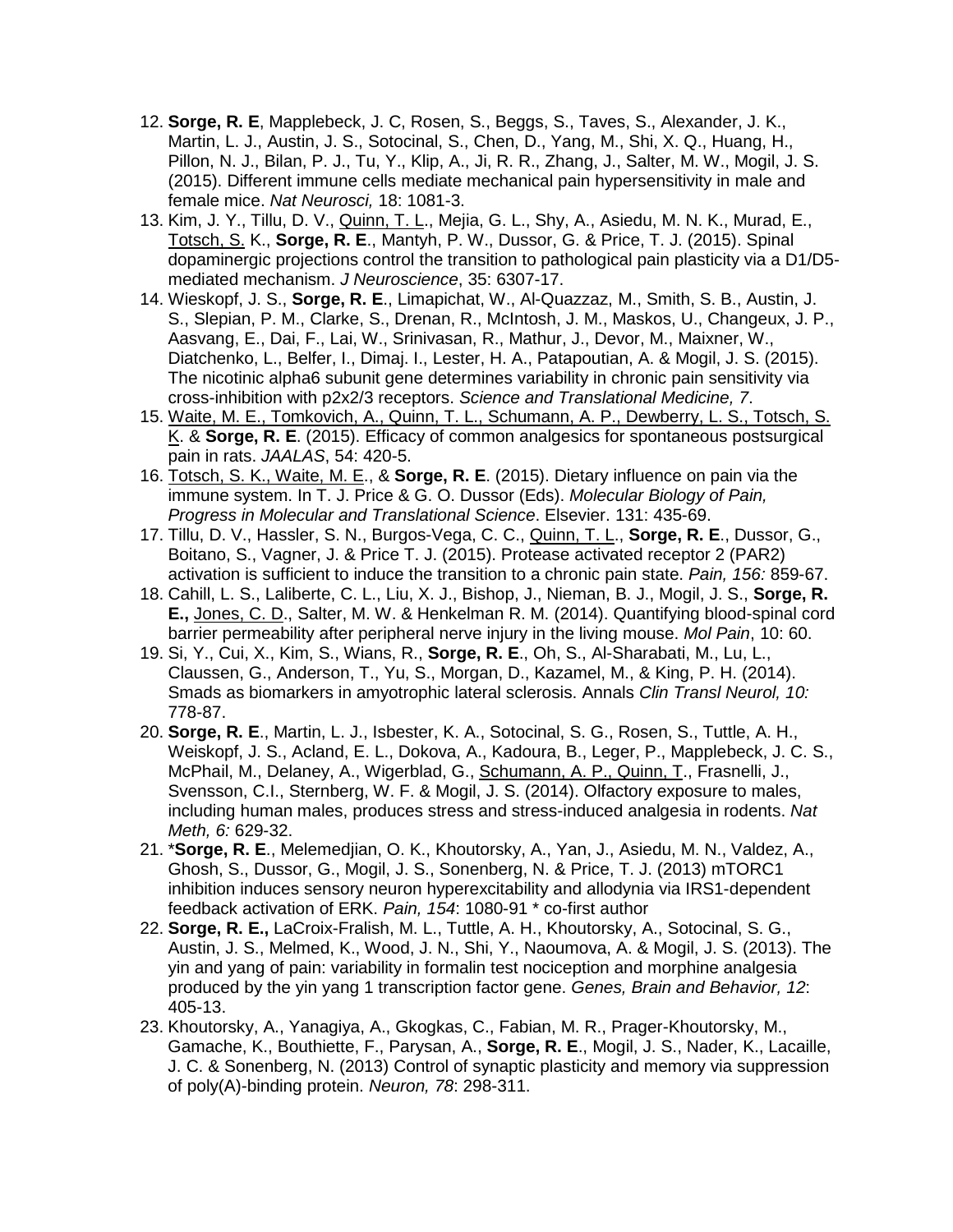12. **Sorge, R. E**, Mapplebeck, J. C, Rosen, S., Beggs, S., Taves, S., Alexander, J. K., Martin, L. J., Austin, J. S., Sotocinal, S., Chen, D., Yang, M., Shi, X. Q., Huang, H., Pillon, N. J., Bilan, P. J., Tu, Y., Klip, A., Ji, R. R., Zhang, J., Salter, M. W., Mogil, J. S. (2015). Different immune cells mediate mechanical pain hypersensitivity in male and female mice. *Nat Neurosci,* 18: 1081-3.
13. Kim, J. Y., Tillu, D. V., Quinn, T. L., Mejia, G. L., Shy, A., Asiedu, M. N. K., Murad, E., Totsch, S. K., **Sorge, R. E**., Mantyh, P. W., Dussor, G. & Price, T. J. (2015). Spinal dopaminergic projections control the transition to pathological pain plasticity via a D1/D5-mediated mechanism. *J Neuroscience*, 35: 6307-17.
14. Wieskopf, J. S., **Sorge, R. E**., Limapichat, W., Al-Quazzaz, M., Smith, S. B., Austin, J. S., Slepian, P. M., Clarke, S., Drenan, R., McIntosh, J. M., Maskos, U., Changeux, J. P., Aasvang, E., Dai, F., Lai, W., Srinivasan, R., Mathur, J., Devor, M., Maixner, W., Diatchenko, L., Belfer, I., Dimaj. I., Lester, H. A., Patapoutian, A. & Mogil, J. S. (2015). The nicotinic alpha6 subunit gene determines variability in chronic pain sensitivity via cross-inhibition with p2x2/3 receptors. *Science and Translational Medicine, 7*.
15. Waite, M. E., Tomkovich, A., Quinn, T. L., Schumann, A. P., Dewberry, L. S., Totsch, S. K. & **Sorge, R. E**. (2015). Efficacy of common analgesics for spontaneous postsurgical pain in rats. *JAALAS*, 54: 420-5.
16. Totsch, S. K., Waite, M. E., & **Sorge, R. E**. (2015). Dietary influence on pain via the immune system. In T. J. Price & G. O. Dussor (Eds). *Molecular Biology of Pain, Progress in Molecular and Translational Science*. Elsevier. 131: 435-69.
17. Tillu, D. V., Hassler, S. N., Burgos-Vega, C. C., Quinn, T. L., **Sorge, R. E**., Dussor, G., Boitano, S., Vagner, J. & Price T. J. (2015). Protease activated receptor 2 (PAR2) activation is sufficient to induce the transition to a chronic pain state. *Pain, 156:* 859-67.
18. Cahill, L. S., Laliberte, C. L., Liu, X. J., Bishop, J., Nieman, B. J., Mogil, J. S., **Sorge, R. E.,** Jones, C. D., Salter, M. W. & Henkelman R. M. (2014). Quantifying blood-spinal cord barrier permeability after peripheral nerve injury in the living mouse. *Mol Pain*, 10: 60.
19. Si, Y., Cui, X., Kim, S., Wians, R., **Sorge, R. E**., Oh, S., Al-Sharabati, M., Lu, L., Claussen, G., Anderson, T., Yu, S., Morgan, D., Kazamel, M., & King, P. H. (2014). Smads as biomarkers in amyotrophic lateral sclerosis. Annals *Clin Transl Neurol, 10:* 778-87.
20. **Sorge, R. E**., Martin, L. J., Isbester, K. A., Sotocinal, S. G., Rosen, S., Tuttle, A. H., Weiskopf, J. S., Acland, E. L., Dokova, A., Kadoura, B., Leger, P., Mapplebeck, J. C. S., McPhail, M., Delaney, A., Wigerblad, G., Schumann, A. P., Quinn, T., Frasnelli, J., Svensson, C.I., Sternberg, W. F. & Mogil, J. S. (2014). Olfactory exposure to males, including human males, produces stress and stress-induced analgesia in rodents. *Nat Meth, 6:* 629-32.
21. ***Sorge, R. E**., Melemedjian, O. K., Khoutorsky, A., Yan, J., Asiedu, M. N., Valdez, A., Ghosh, S., Dussor, G., Mogil, J. S., Sonenberg, N. & Price, T. J. (2013) mTORC1 inhibition induces sensory neuron hyperexcitability and allodynia via IRS1-dependent feedback activation of ERK. *Pain, 154*: 1080-91 * co-first author
22. **Sorge, R. E.,** LaCroix-Fralish, M. L., Tuttle, A. H., Khoutorsky, A., Sotocinal, S. G., Austin, J. S., Melmed, K., Wood, J. N., Shi, Y., Naoumova, A. & Mogil, J. S. (2013). The yin and yang of pain: variability in formalin test nociception and morphine analgesia produced by the yin yang 1 transcription factor gene. *Genes, Brain and Behavior, 12*: 405-13.
23. Khoutorsky, A., Yanagiya, A., Gkogkas, C., Fabian, M. R., Prager-Khoutorsky, M., Gamache, K., Bouthiette, F., Parysan, A., **Sorge, R. E**., Mogil, J. S., Nader, K., Lacaille, J. C. & Sonenberg, N. (2013) Control of synaptic plasticity and memory via suppression of poly(A)-binding protein. *Neuron, 78*: 298-311.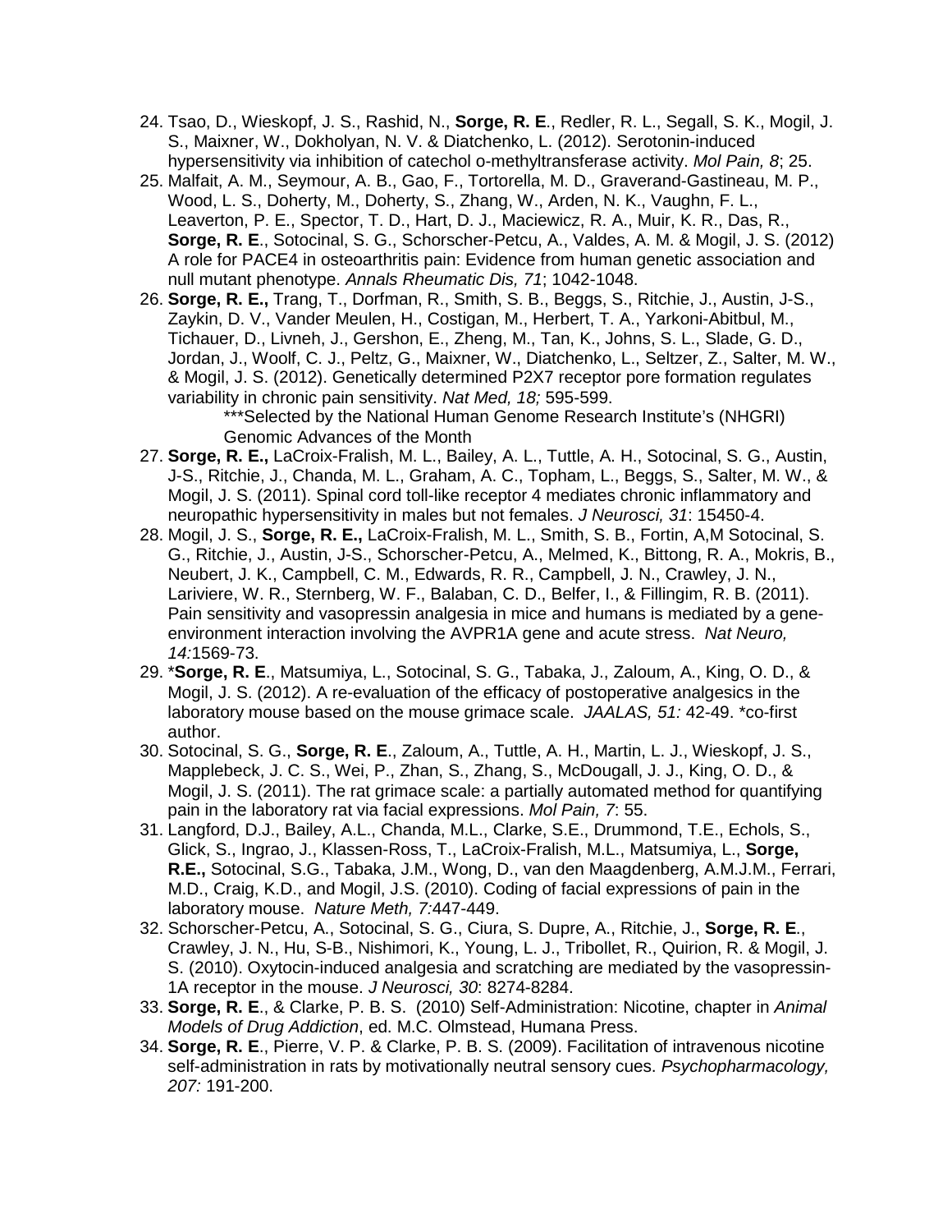24. Tsao, D., Wieskopf, J. S., Rashid, N., **Sorge, R. E**., Redler, R. L., Segall, S. K., Mogil, J. S., Maixner, W., Dokholyan, N. V. & Diatchenko, L. (2012). Serotonin-induced hypersensitivity via inhibition of catechol o-methyltransferase activity. *Mol Pain, 8*; 25.
25. Malfait, A. M., Seymour, A. B., Gao, F., Tortorella, M. D., Graverand-Gastineau, M. P., Wood, L. S., Doherty, M., Doherty, S., Zhang, W., Arden, N. K., Vaughn, F. L., Leaverton, P. E., Spector, T. D., Hart, D. J., Maciewicz, R. A., Muir, K. R., Das, R., **Sorge, R. E**., Sotocinal, S. G., Schorscher-Petcu, A., Valdes, A. M. & Mogil, J. S. (2012) A role for PACE4 in osteoarthritis pain: Evidence from human genetic association and null mutant phenotype. *Annals Rheumatic Dis, 71*; 1042-1048.
26. **Sorge, R. E.,** Trang, T., Dorfman, R., Smith, S. B., Beggs, S., Ritchie, J., Austin, J-S., Zaykin, D. V., Vander Meulen, H., Costigan, M., Herbert, T. A., Yarkoni-Abitbul, M., Tichauer, D., Livneh, J., Gershon, E., Zheng, M., Tan, K., Johns, S. L., Slade, G. D., Jordan, J., Woolf, C. J., Peltz, G., Maixner, W., Diatchenko, L., Seltzer, Z., Salter, M. W., & Mogil, J. S. (2012). Genetically determined P2X7 receptor pore formation regulates variability in chronic pain sensitivity. *Nat Med, 18;* 595-599.
    ***Selected by the National Human Genome Research Institute's (NHGRI) Genomic Advances of the Month
27. **Sorge, R. E.,** LaCroix-Fralish, M. L., Bailey, A. L., Tuttle, A. H., Sotocinal, S. G., Austin, J-S., Ritchie, J., Chanda, M. L., Graham, A. C., Topham, L., Beggs, S., Salter, M. W., & Mogil, J. S. (2011). Spinal cord toll-like receptor 4 mediates chronic inflammatory and neuropathic hypersensitivity in males but not females. *J Neurosci, 31*: 15450-4.
28. Mogil, J. S., **Sorge, R. E.,** LaCroix-Fralish, M. L., Smith, S. B., Fortin, A,M Sotocinal, S. G., Ritchie, J., Austin, J-S., Schorscher-Petcu, A., Melmed, K., Bittong, R. A., Mokris, B., Neubert, J. K., Campbell, C. M., Edwards, R. R., Campbell, J. N., Crawley, J. N., Lariviere, W. R., Sternberg, W. F., Balaban, C. D., Belfer, I., & Fillingim, R. B. (2011). Pain sensitivity and vasopressin analgesia in mice and humans is mediated by a gene-environment interaction involving the AVPR1A gene and acute stress. *Nat Neuro, 14:*1569-73.
29. ***Sorge, R. E**., Matsumiya, L., Sotocinal, S. G., Tabaka, J., Zaloum, A., King, O. D., & Mogil, J. S. (2012). A re-evaluation of the efficacy of postoperative analgesics in the laboratory mouse based on the mouse grimace scale. *JAALAS, 51:* 42-49. *co-first author.
30. Sotocinal, S. G., **Sorge, R. E**., Zaloum, A., Tuttle, A. H., Martin, L. J., Wieskopf, J. S., Mapplebeck, J. C. S., Wei, P., Zhan, S., Zhang, S., McDougall, J. J., King, O. D., & Mogil, J. S. (2011). The rat grimace scale: a partially automated method for quantifying pain in the laboratory rat via facial expressions. *Mol Pain, 7*: 55.
31. Langford, D.J., Bailey, A.L., Chanda, M.L., Clarke, S.E., Drummond, T.E., Echols, S., Glick, S., Ingrao, J., Klassen-Ross, T., LaCroix-Fralish, M.L., Matsumiya, L., **Sorge, R.E.,** Sotocinal, S.G., Tabaka, J.M., Wong, D., van den Maagdenberg, A.M.J.M., Ferrari, M.D., Craig, K.D., and Mogil, J.S. (2010). Coding of facial expressions of pain in the laboratory mouse. *Nature Meth, 7:*447-449.
32. Schorscher-Petcu, A., Sotocinal, S. G., Ciura, S. Dupre, A., Ritchie, J., **Sorge, R. E**., Crawley, J. N., Hu, S-B., Nishimori, K., Young, L. J., Tribollet, R., Quirion, R. & Mogil, J. S. (2010). Oxytocin-induced analgesia and scratching are mediated by the vasopressin-1A receptor in the mouse. *J Neurosci, 30*: 8274-8284.
33. **Sorge, R. E**., & Clarke, P. B. S. (2010) Self-Administration: Nicotine, chapter in *Animal Models of Drug Addiction*, ed. M.C. Olmstead, Humana Press.
34. **Sorge, R. E**., Pierre, V. P. & Clarke, P. B. S. (2009). Facilitation of intravenous nicotine self-administration in rats by motivationally neutral sensory cues. *Psychopharmacology, 207:* 191-200.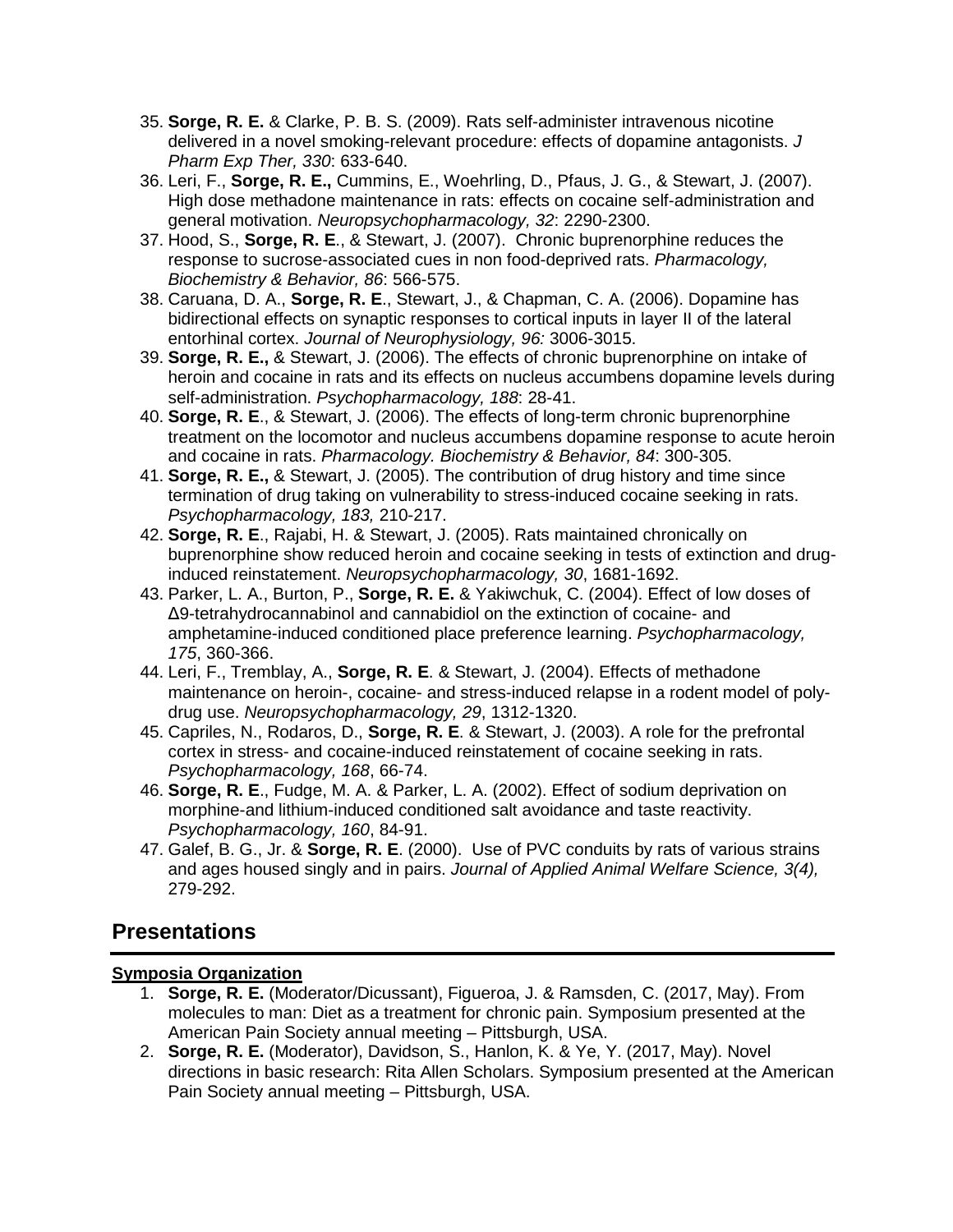35. **Sorge, R. E.** & Clarke, P. B. S. (2009). Rats self-administer intravenous nicotine delivered in a novel smoking-relevant procedure: effects of dopamine antagonists. *J Pharm Exp Ther, 330*: 633-640.
36. Leri, F., **Sorge, R. E.,** Cummins, E., Woehrling, D., Pfaus, J. G., & Stewart, J. (2007). High dose methadone maintenance in rats: effects on cocaine self-administration and general motivation. *Neuropsychopharmacology, 32*: 2290-2300.
37. Hood, S., **Sorge, R. E**., & Stewart, J. (2007). Chronic buprenorphine reduces the response to sucrose-associated cues in non food-deprived rats. *Pharmacology, Biochemistry & Behavior, 86*: 566-575.
38. Caruana, D. A., **Sorge, R. E**., Stewart, J., & Chapman, C. A. (2006). Dopamine has bidirectional effects on synaptic responses to cortical inputs in layer II of the lateral entorhinal cortex. *Journal of Neurophysiology, 96:* 3006-3015.
39. **Sorge, R. E.,** & Stewart, J. (2006). The effects of chronic buprenorphine on intake of heroin and cocaine in rats and its effects on nucleus accumbens dopamine levels during self-administration. *Psychopharmacology, 188*: 28-41.
40. **Sorge, R. E**., & Stewart, J. (2006). The effects of long-term chronic buprenorphine treatment on the locomotor and nucleus accumbens dopamine response to acute heroin and cocaine in rats. *Pharmacology. Biochemistry & Behavior, 84*: 300-305.
41. **Sorge, R. E.,** & Stewart, J. (2005). The contribution of drug history and time since termination of drug taking on vulnerability to stress-induced cocaine seeking in rats. *Psychopharmacology, 183,* 210-217.
42. **Sorge, R. E**., Rajabi, H. & Stewart, J. (2005). Rats maintained chronically on buprenorphine show reduced heroin and cocaine seeking in tests of extinction and drug-induced reinstatement. *Neuropsychopharmacology, 30*, 1681-1692.
43. Parker, L. A., Burton, P., **Sorge, R. E.** & Yakiwchuk, C. (2004). Effect of low doses of Δ9-tetrahydrocannabinol and cannabidiol on the extinction of cocaine- and amphetamine-induced conditioned place preference learning. *Psychopharmacology, 175*, 360-366.
44. Leri, F., Tremblay, A., **Sorge, R. E**. & Stewart, J. (2004). Effects of methadone maintenance on heroin-, cocaine- and stress-induced relapse in a rodent model of poly-drug use. *Neuropsychopharmacology, 29*, 1312-1320.
45. Capriles, N., Rodaros, D., **Sorge, R. E**. & Stewart, J. (2003). A role for the prefrontal cortex in stress- and cocaine-induced reinstatement of cocaine seeking in rats. *Psychopharmacology, 168*, 66-74.
46. **Sorge, R. E**., Fudge, M. A. & Parker, L. A. (2002). Effect of sodium deprivation on morphine-and lithium-induced conditioned salt avoidance and taste reactivity. *Psychopharmacology, 160*, 84-91.
47. Galef, B. G., Jr. & **Sorge, R. E**. (2000). Use of PVC conduits by rats of various strains and ages housed singly and in pairs. *Journal of Applied Animal Welfare Science, 3(4),* 279-292.

## Presentations

**Symposia Organization**

1. **Sorge, R. E.** (Moderator/Dicussant), Figueroa, J. & Ramsden, C. (2017, May). From molecules to man: Diet as a treatment for chronic pain. Symposium presented at the American Pain Society annual meeting – Pittsburgh, USA.
2. **Sorge, R. E.** (Moderator), Davidson, S., Hanlon, K. & Ye, Y. (2017, May). Novel directions in basic research: Rita Allen Scholars. Symposium presented at the American Pain Society annual meeting – Pittsburgh, USA.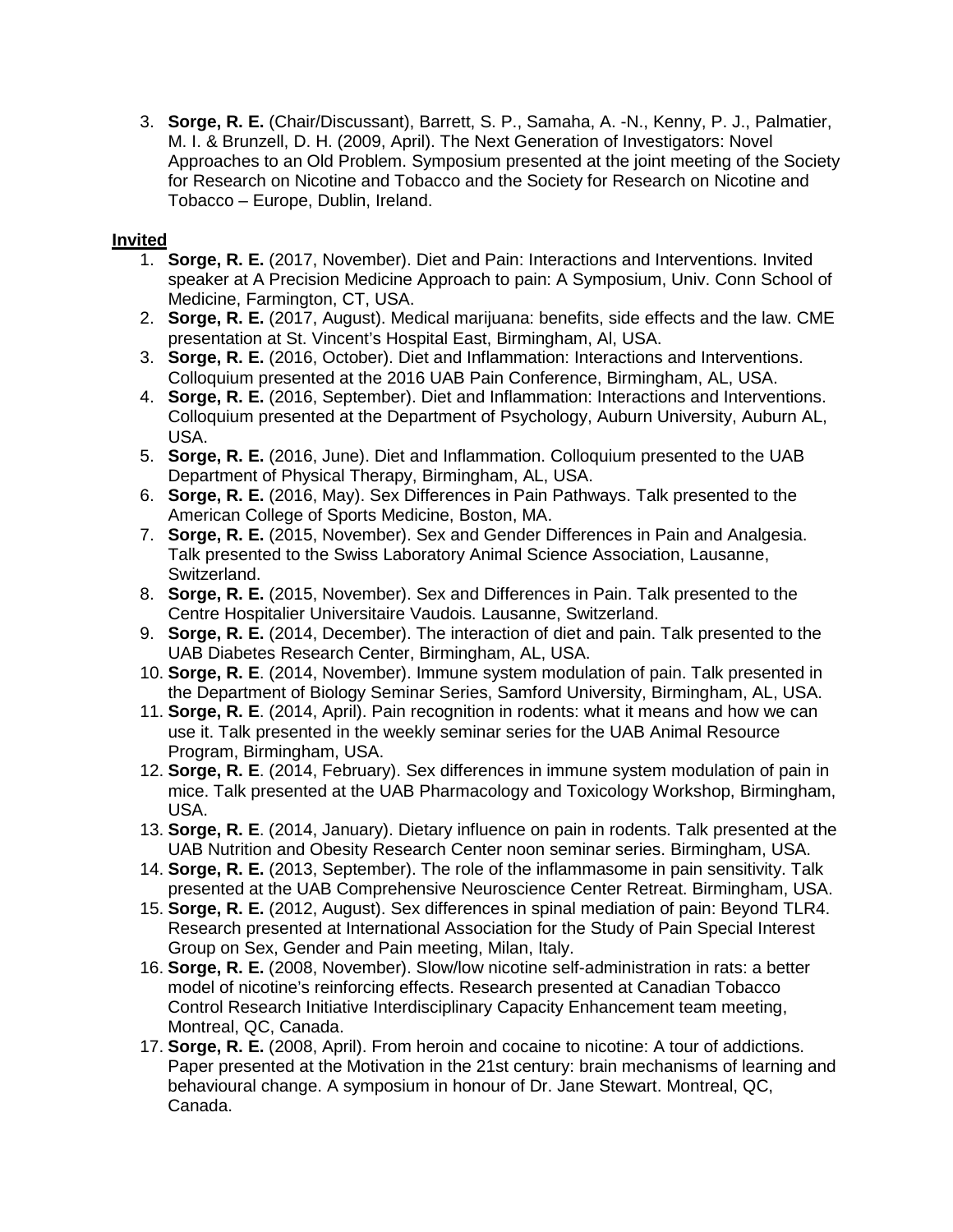3. **Sorge, R. E.** (Chair/Discussant), Barrett, S. P., Samaha, A. -N., Kenny, P. J., Palmatier, M. I. & Brunzell, D. H. (2009, April). The Next Generation of Investigators: Novel Approaches to an Old Problem. Symposium presented at the joint meeting of the Society for Research on Nicotine and Tobacco and the Society for Research on Nicotine and Tobacco – Europe, Dublin, Ireland.

**Invited**

1. **Sorge, R. E.** (2017, November). Diet and Pain: Interactions and Interventions. Invited speaker at A Precision Medicine Approach to pain: A Symposium, Univ. Conn School of Medicine, Farmington, CT, USA.
2. **Sorge, R. E.** (2017, August). Medical marijuana: benefits, side effects and the law. CME presentation at St. Vincent's Hospital East, Birmingham, Al, USA.
3. **Sorge, R. E.** (2016, October). Diet and Inflammation: Interactions and Interventions. Colloquium presented at the 2016 UAB Pain Conference, Birmingham, AL, USA.
4. **Sorge, R. E.** (2016, September). Diet and Inflammation: Interactions and Interventions. Colloquium presented at the Department of Psychology, Auburn University, Auburn AL, USA.
5. **Sorge, R. E.** (2016, June). Diet and Inflammation. Colloquium presented to the UAB Department of Physical Therapy, Birmingham, AL, USA.
6. **Sorge, R. E.** (2016, May). Sex Differences in Pain Pathways. Talk presented to the American College of Sports Medicine, Boston, MA.
7. **Sorge, R. E.** (2015, November). Sex and Gender Differences in Pain and Analgesia. Talk presented to the Swiss Laboratory Animal Science Association, Lausanne, Switzerland.
8. **Sorge, R. E.** (2015, November). Sex and Differences in Pain. Talk presented to the Centre Hospitalier Universitaire Vaudois. Lausanne, Switzerland.
9. **Sorge, R. E.** (2014, December). The interaction of diet and pain. Talk presented to the UAB Diabetes Research Center, Birmingham, AL, USA.
10. **Sorge, R. E**. (2014, November). Immune system modulation of pain. Talk presented in the Department of Biology Seminar Series, Samford University, Birmingham, AL, USA.
11. **Sorge, R. E**. (2014, April). Pain recognition in rodents: what it means and how we can use it. Talk presented in the weekly seminar series for the UAB Animal Resource Program, Birmingham, USA.
12. **Sorge, R. E**. (2014, February). Sex differences in immune system modulation of pain in mice. Talk presented at the UAB Pharmacology and Toxicology Workshop, Birmingham, USA.
13. **Sorge, R. E**. (2014, January). Dietary influence on pain in rodents. Talk presented at the UAB Nutrition and Obesity Research Center noon seminar series. Birmingham, USA.
14. **Sorge, R. E.** (2013, September). The role of the inflammasome in pain sensitivity. Talk presented at the UAB Comprehensive Neuroscience Center Retreat. Birmingham, USA.
15. **Sorge, R. E.** (2012, August). Sex differences in spinal mediation of pain: Beyond TLR4. Research presented at International Association for the Study of Pain Special Interest Group on Sex, Gender and Pain meeting, Milan, Italy.
16. **Sorge, R. E.** (2008, November). Slow/low nicotine self-administration in rats: a better model of nicotine's reinforcing effects. Research presented at Canadian Tobacco Control Research Initiative Interdisciplinary Capacity Enhancement team meeting, Montreal, QC, Canada.
17. **Sorge, R. E.** (2008, April). From heroin and cocaine to nicotine: A tour of addictions. Paper presented at the Motivation in the 21st century: brain mechanisms of learning and behavioural change. A symposium in honour of Dr. Jane Stewart. Montreal, QC, Canada.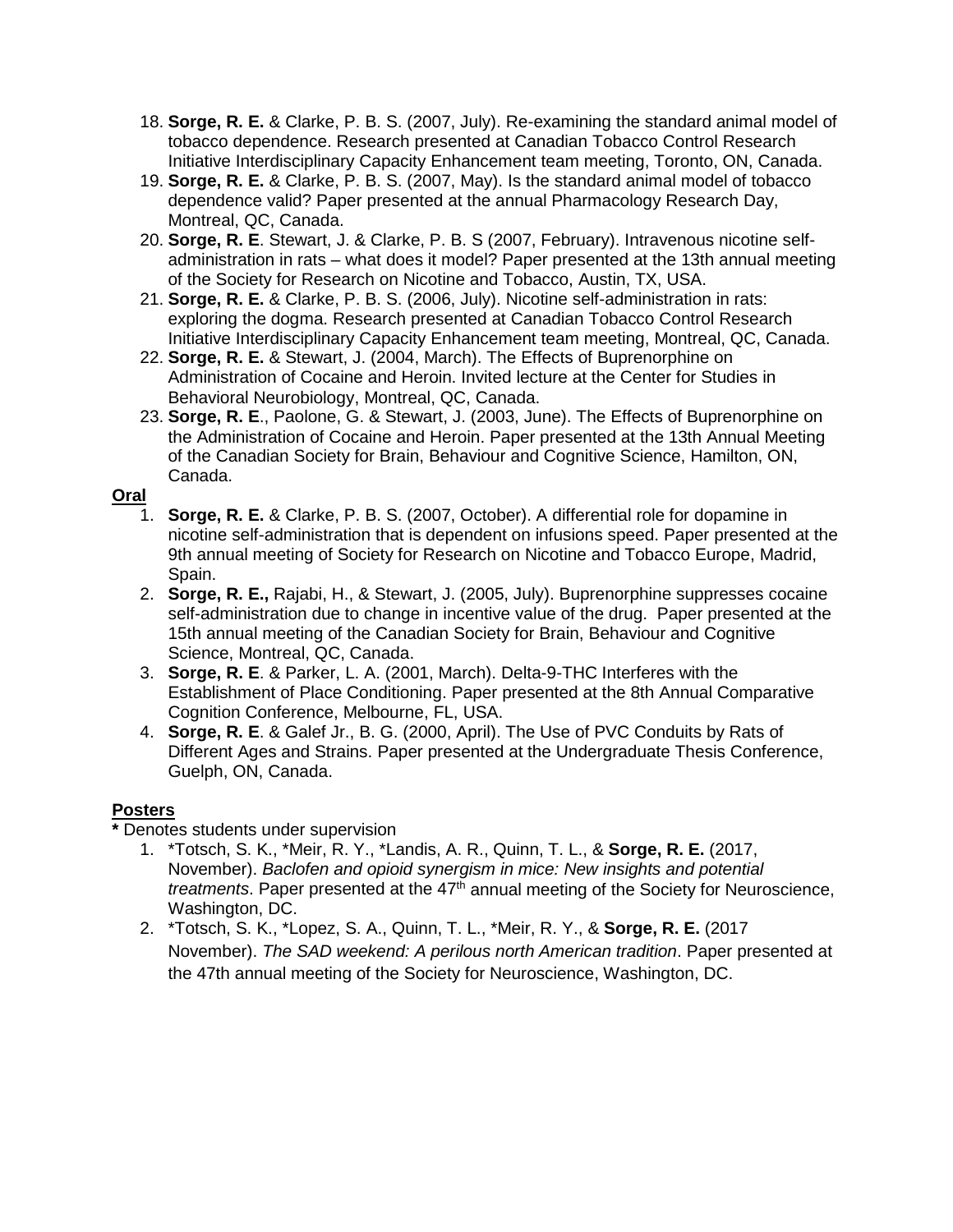18. **Sorge, R. E.** & Clarke, P. B. S. (2007, July). Re-examining the standard animal model of tobacco dependence. Research presented at Canadian Tobacco Control Research Initiative Interdisciplinary Capacity Enhancement team meeting, Toronto, ON, Canada.
19. **Sorge, R. E.** & Clarke, P. B. S. (2007, May). Is the standard animal model of tobacco dependence valid? Paper presented at the annual Pharmacology Research Day, Montreal, QC, Canada.
20. **Sorge, R. E**. Stewart, J. & Clarke, P. B. S (2007, February). Intravenous nicotine self-administration in rats – what does it model? Paper presented at the 13th annual meeting of the Society for Research on Nicotine and Tobacco, Austin, TX, USA.
21. **Sorge, R. E.** & Clarke, P. B. S. (2006, July). Nicotine self-administration in rats: exploring the dogma. Research presented at Canadian Tobacco Control Research Initiative Interdisciplinary Capacity Enhancement team meeting, Montreal, QC, Canada.
22. **Sorge, R. E.** & Stewart, J. (2004, March). The Effects of Buprenorphine on Administration of Cocaine and Heroin. Invited lecture at the Center for Studies in Behavioral Neurobiology, Montreal, QC, Canada.
23. **Sorge, R. E**., Paolone, G. & Stewart, J. (2003, June). The Effects of Buprenorphine on the Administration of Cocaine and Heroin. Paper presented at the 13th Annual Meeting of the Canadian Society for Brain, Behaviour and Cognitive Science, Hamilton, ON, Canada.

**Oral**

1. **Sorge, R. E.** & Clarke, P. B. S. (2007, October). A differential role for dopamine in nicotine self-administration that is dependent on infusions speed. Paper presented at the 9th annual meeting of Society for Research on Nicotine and Tobacco Europe, Madrid, Spain.
2. **Sorge, R. E.,** Rajabi, H., & Stewart, J. (2005, July). Buprenorphine suppresses cocaine self-administration due to change in incentive value of the drug. Paper presented at the 15th annual meeting of the Canadian Society for Brain, Behaviour and Cognitive Science, Montreal, QC, Canada.
3. **Sorge, R. E**. & Parker, L. A. (2001, March). Delta-9-THC Interferes with the Establishment of Place Conditioning. Paper presented at the 8th Annual Comparative Cognition Conference, Melbourne, FL, USA.
4. **Sorge, R. E**. & Galef Jr., B. G. (2000, April). The Use of PVC Conduits by Rats of Different Ages and Strains. Paper presented at the Undergraduate Thesis Conference, Guelph, ON, Canada.

**Posters**

**\*** Denotes students under supervision

1. \*Totsch, S. K., \*Meir, R. Y., \*Landis, A. R., Quinn, T. L., & **Sorge, R. E.** (2017, November). *Baclofen and opioid synergism in mice: New insights and potential treatments*. Paper presented at the 47th annual meeting of the Society for Neuroscience, Washington, DC.
2. \*Totsch, S. K., \*Lopez, S. A., Quinn, T. L., \*Meir, R. Y., & **Sorge, R. E.** (2017 November). *The SAD weekend: A perilous north American tradition*. Paper presented at the 47th annual meeting of the Society for Neuroscience, Washington, DC.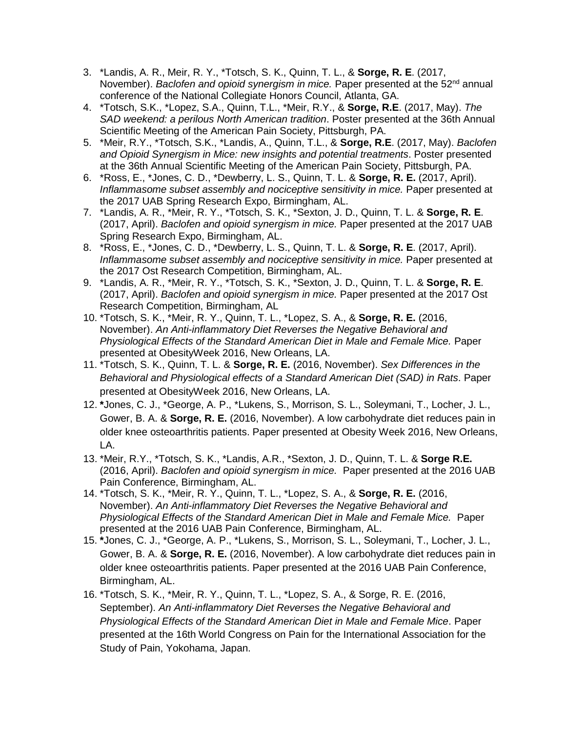3. *Landis, A. R., Meir, R. Y., *Totsch, S. K., Quinn, T. L., & **Sorge, R. E**. (2017, November). *Baclofen and opioid synergism in mice.* Paper presented at the 52nd annual conference of the National Collegiate Honors Council, Atlanta, GA.
4. *Totsch, S.K., *Lopez, S.A., Quinn, T.L., *Meir, R.Y., & **Sorge, R.E**. (2017, May). *The SAD weekend: a perilous North American tradition*. Poster presented at the 36th Annual Scientific Meeting of the American Pain Society, Pittsburgh, PA.
5. *Meir, R.Y., *Totsch, S.K., *Landis, A., Quinn, T.L., & **Sorge, R.E**. (2017, May). *Baclofen and Opioid Synergism in Mice: new insights and potential treatments*. Poster presented at the 36th Annual Scientific Meeting of the American Pain Society, Pittsburgh, PA.
6. *Ross, E., *Jones, C. D., *Dewberry, L. S., Quinn, T. L. & **Sorge, R. E.** (2017, April). *Inflammasome subset assembly and nociceptive sensitivity in mice.* Paper presented at the 2017 UAB Spring Research Expo, Birmingham, AL.
7. *Landis, A. R., *Meir, R. Y., *Totsch, S. K., *Sexton, J. D., Quinn, T. L. & **Sorge, R. E**. (2017, April). *Baclofen and opioid synergism in mice.* Paper presented at the 2017 UAB Spring Research Expo, Birmingham, AL.
8. *Ross, E., *Jones, C. D., *Dewberry, L. S., Quinn, T. L. & **Sorge, R. E**. (2017, April). *Inflammasome subset assembly and nociceptive sensitivity in mice.* Paper presented at the 2017 Ost Research Competition, Birmingham, AL.
9. *Landis, A. R., *Meir, R. Y., *Totsch, S. K., *Sexton, J. D., Quinn, T. L. & **Sorge, R. E**. (2017, April). *Baclofen and opioid synergism in mice.* Paper presented at the 2017 Ost Research Competition, Birmingham, AL
10. *Totsch, S. K., *Meir, R. Y., Quinn, T. L., *Lopez, S. A., & **Sorge, R. E.** (2016, November). *An Anti-inflammatory Diet Reverses the Negative Behavioral and Physiological Effects of the Standard American Diet in Male and Female Mice.* Paper presented at ObesityWeek 2016, New Orleans, LA.
11. *Totsch, S. K., Quinn, T. L. & **Sorge, R. E.** (2016, November). *Sex Differences in the Behavioral and Physiological effects of a Standard American Diet (SAD) in Rats*. Paper presented at ObesityWeek 2016, New Orleans, LA.
12. ***Jones, C. J., *George, A. P., *Lukens, S., Morrison, S. L., Soleymani, T., Locher, J. L., Gower, B. A. & **Sorge, R. E.** (2016, November). A low carbohydrate diet reduces pain in older knee osteoarthritis patients. Paper presented at Obesity Week 2016, New Orleans, LA.
13. *Meir, R.Y., *Totsch, S. K., *Landis, A.R., *Sexton, J. D., Quinn, T. L. & **Sorge R.E.** (2016, April). *Baclofen and opioid synergism in mice.* Paper presented at the 2016 UAB Pain Conference, Birmingham, AL.
14. *Totsch, S. K., *Meir, R. Y., Quinn, T. L., *Lopez, S. A., & **Sorge, R. E.** (2016, November). *An Anti-inflammatory Diet Reverses the Negative Behavioral and Physiological Effects of the Standard American Diet in Male and Female Mice.* Paper presented at the 2016 UAB Pain Conference, Birmingham, AL.
15. ***Jones, C. J., *George, A. P., *Lukens, S., Morrison, S. L., Soleymani, T., Locher, J. L., Gower, B. A. & **Sorge, R. E.** (2016, November). A low carbohydrate diet reduces pain in older knee osteoarthritis patients. Paper presented at the 2016 UAB Pain Conference, Birmingham, AL.
16. *Totsch, S. K., *Meir, R. Y., Quinn, T. L., *Lopez, S. A., & Sorge, R. E. (2016, September). *An Anti-inflammatory Diet Reverses the Negative Behavioral and Physiological Effects of the Standard American Diet in Male and Female Mice*. Paper presented at the 16th World Congress on Pain for the International Association for the Study of Pain, Yokohama, Japan.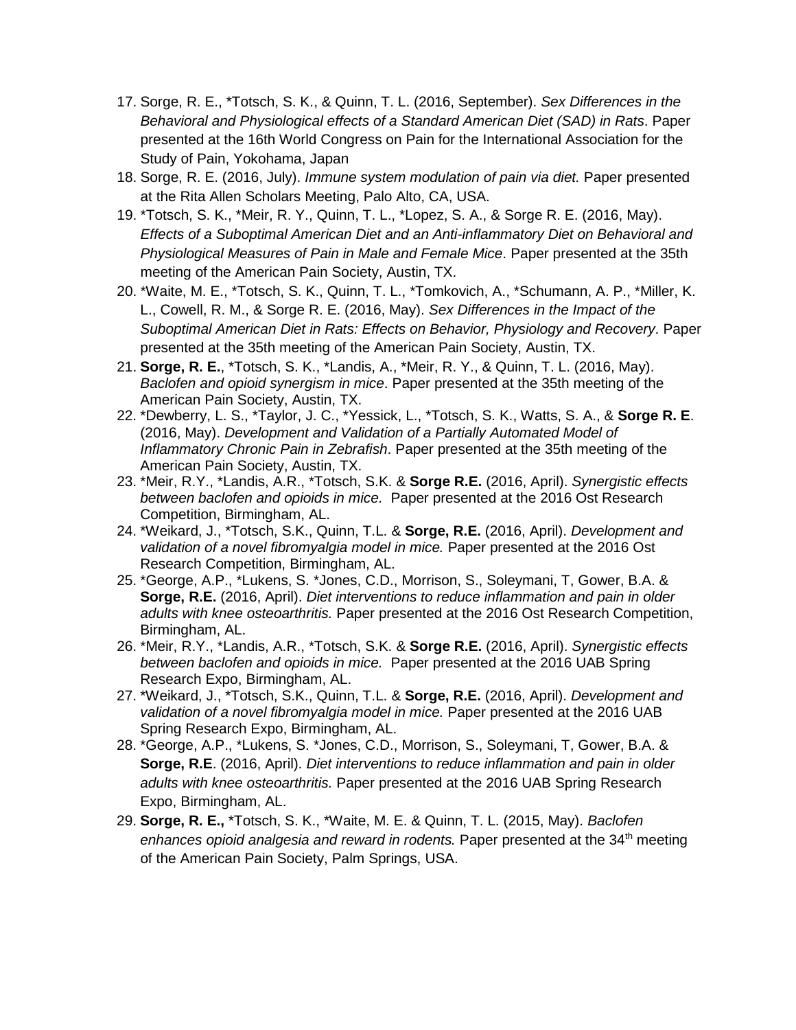17. Sorge, R. E., *Totsch, S. K., & Quinn, T. L. (2016, September). *Sex Differences in the Behavioral and Physiological effects of a Standard American Diet (SAD) in Rats*. Paper presented at the 16th World Congress on Pain for the International Association for the Study of Pain, Yokohama, Japan
18. Sorge, R. E. (2016, July). *Immune system modulation of pain via diet.* Paper presented at the Rita Allen Scholars Meeting, Palo Alto, CA, USA.
19. *Totsch, S. K., *Meir, R. Y., Quinn, T. L., *Lopez, S. A., & Sorge R. E. (2016, May). *Effects of a Suboptimal American Diet and an Anti-inflammatory Diet on Behavioral and Physiological Measures of Pain in Male and Female Mice*. Paper presented at the 35th meeting of the American Pain Society, Austin, TX.
20. *Waite, M. E., *Totsch, S. K., Quinn, T. L., *Tomkovich, A., *Schumann, A. P., *Miller, K. L., Cowell, R. M., & Sorge R. E. (2016, May). *Sex Differences in the Impact of the Suboptimal American Diet in Rats: Effects on Behavior, Physiology and Recovery*. Paper presented at the 35th meeting of the American Pain Society, Austin, TX.
21. **Sorge, R. E.**, *Totsch, S. K., *Landis, A., *Meir, R. Y., & Quinn, T. L. (2016, May). *Baclofen and opioid synergism in mice*. Paper presented at the 35th meeting of the American Pain Society, Austin, TX.
22. *Dewberry, L. S., *Taylor, J. C., *Yessick, L., *Totsch, S. K., Watts, S. A., & **Sorge R. E**. (2016, May). *Development and Validation of a Partially Automated Model of Inflammatory Chronic Pain in Zebrafish*. Paper presented at the 35th meeting of the American Pain Society, Austin, TX.
23. *Meir, R.Y., *Landis, A.R., *Totsch, S.K. & **Sorge R.E.** (2016, April). *Synergistic effects between baclofen and opioids in mice.* Paper presented at the 2016 Ost Research Competition, Birmingham, AL.
24. *Weikard, J., *Totsch, S.K., Quinn, T.L. & **Sorge, R.E.** (2016, April). *Development and validation of a novel fibromyalgia model in mice.* Paper presented at the 2016 Ost Research Competition, Birmingham, AL.
25. *George, A.P., *Lukens, S. *Jones, C.D., Morrison, S., Soleymani, T, Gower, B.A. & **Sorge, R.E.** (2016, April). *Diet interventions to reduce inflammation and pain in older adults with knee osteoarthritis.* Paper presented at the 2016 Ost Research Competition, Birmingham, AL.
26. *Meir, R.Y., *Landis, A.R., *Totsch, S.K. & **Sorge R.E.** (2016, April). *Synergistic effects between baclofen and opioids in mice.* Paper presented at the 2016 UAB Spring Research Expo, Birmingham, AL.
27. *Weikard, J., *Totsch, S.K., Quinn, T.L. & **Sorge, R.E.** (2016, April). *Development and validation of a novel fibromyalgia model in mice.* Paper presented at the 2016 UAB Spring Research Expo, Birmingham, AL.
28. *George, A.P., *Lukens, S. *Jones, C.D., Morrison, S., Soleymani, T, Gower, B.A. & **Sorge, R.E**. (2016, April). *Diet interventions to reduce inflammation and pain in older adults with knee osteoarthritis.* Paper presented at the 2016 UAB Spring Research Expo, Birmingham, AL.
29. **Sorge, R. E.,** *Totsch, S. K., *Waite, M. E. & Quinn, T. L. (2015, May). *Baclofen enhances opioid analgesia and reward in rodents.* Paper presented at the 34th meeting of the American Pain Society, Palm Springs, USA.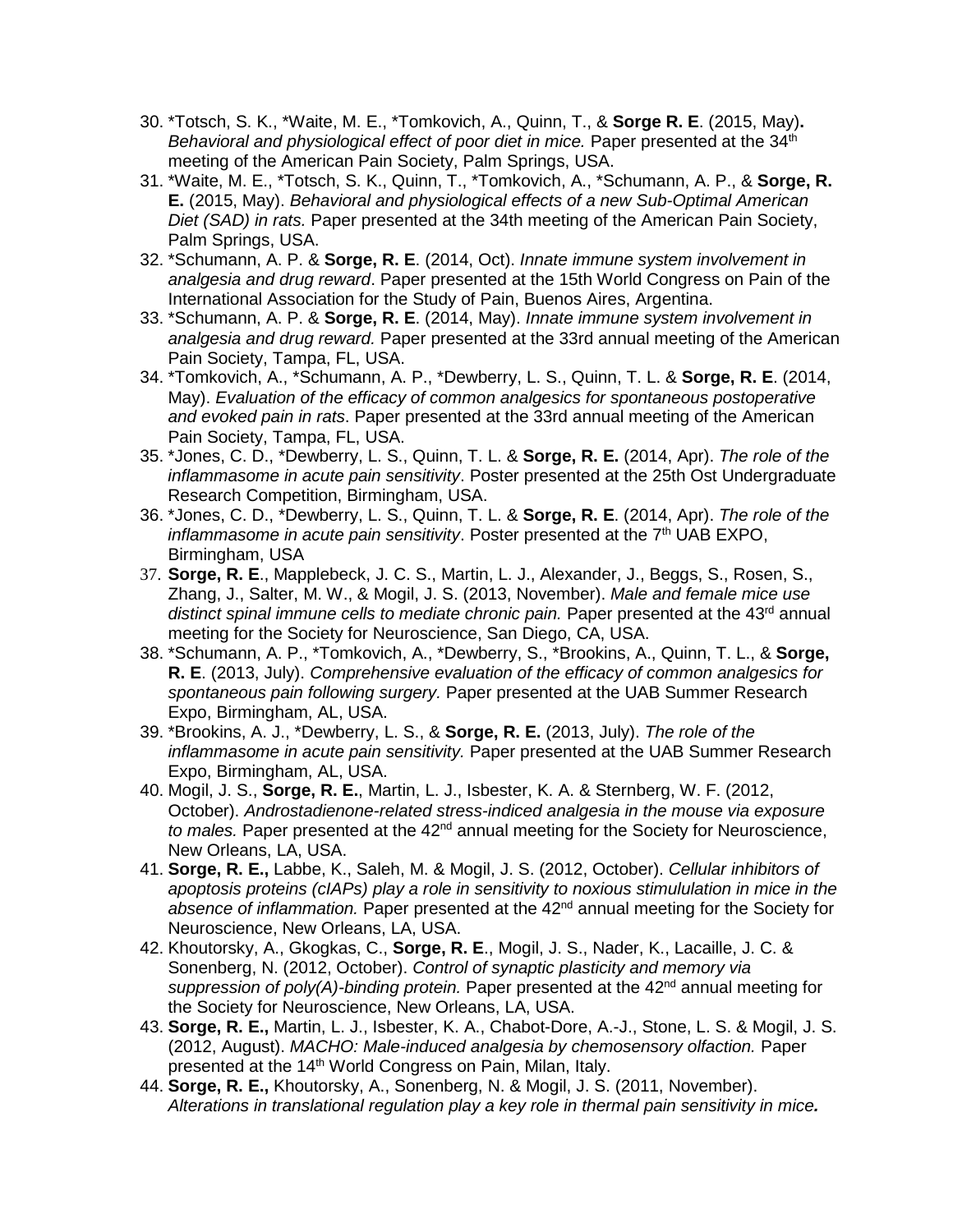30. *Totsch, S. K., *Waite, M. E., *Tomkovich, A., Quinn, T., & **Sorge R. E**. (2015, May)**.** *Behavioral and physiological effect of poor diet in mice.* Paper presented at the 34th meeting of the American Pain Society, Palm Springs, USA.
31. *Waite, M. E., *Totsch, S. K., Quinn, T., *Tomkovich, A., *Schumann, A. P., & **Sorge, R. E.** (2015, May). *Behavioral and physiological effects of a new Sub-Optimal American Diet (SAD) in rats.* Paper presented at the 34th meeting of the American Pain Society, Palm Springs, USA.
32. *Schumann, A. P. & **Sorge, R. E**. (2014, Oct). *Innate immune system involvement in analgesia and drug reward*. Paper presented at the 15th World Congress on Pain of the International Association for the Study of Pain, Buenos Aires, Argentina.
33. *Schumann, A. P. & **Sorge, R. E**. (2014, May). *Innate immune system involvement in analgesia and drug reward.* Paper presented at the 33rd annual meeting of the American Pain Society, Tampa, FL, USA.
34. *Tomkovich, A., *Schumann, A. P., *Dewberry, L. S., Quinn, T. L. & **Sorge, R. E**. (2014, May). *Evaluation of the efficacy of common analgesics for spontaneous postoperative and evoked pain in rats*. Paper presented at the 33rd annual meeting of the American Pain Society, Tampa, FL, USA.
35. *Jones, C. D., *Dewberry, L. S., Quinn, T. L. & **Sorge, R. E.** (2014, Apr). *The role of the inflammasome in acute pain sensitivity*. Poster presented at the 25th Ost Undergraduate Research Competition, Birmingham, USA.
36. *Jones, C. D., *Dewberry, L. S., Quinn, T. L. & **Sorge, R. E**. (2014, Apr). *The role of the inflammasome in acute pain sensitivity*. Poster presented at the 7th UAB EXPO, Birmingham, USA
37. **Sorge, R. E**., Mapplebeck, J. C. S., Martin, L. J., Alexander, J., Beggs, S., Rosen, S., Zhang, J., Salter, M. W., & Mogil, J. S. (2013, November). *Male and female mice use distinct spinal immune cells to mediate chronic pain.* Paper presented at the 43rd annual meeting for the Society for Neuroscience, San Diego, CA, USA.
38. *Schumann, A. P., *Tomkovich, A., *Dewberry, S., *Brookins, A., Quinn, T. L., & **Sorge, R. E**. (2013, July). *Comprehensive evaluation of the efficacy of common analgesics for spontaneous pain following surgery.* Paper presented at the UAB Summer Research Expo, Birmingham, AL, USA.
39. *Brookins, A. J., *Dewberry, L. S., & **Sorge, R. E.** (2013, July). *The role of the inflammasome in acute pain sensitivity.* Paper presented at the UAB Summer Research Expo, Birmingham, AL, USA.
40. Mogil, J. S., **Sorge, R. E.**, Martin, L. J., Isbester, K. A. & Sternberg, W. F. (2012, October). *Androstadienone-related stress-indiced analgesia in the mouse via exposure to males.* Paper presented at the 42nd annual meeting for the Society for Neuroscience, New Orleans, LA, USA.
41. **Sorge, R. E.,** Labbe, K., Saleh, M. & Mogil, J. S. (2012, October). *Cellular inhibitors of apoptosis proteins (cIAPs) play a role in sensitivity to noxious stimululation in mice in the absence of inflammation.* Paper presented at the 42nd annual meeting for the Society for Neuroscience, New Orleans, LA, USA.
42. Khoutorsky, A., Gkogkas, C., **Sorge, R. E**., Mogil, J. S., Nader, K., Lacaille, J. C. & Sonenberg, N. (2012, October). *Control of synaptic plasticity and memory via suppression of poly(A)-binding protein.* Paper presented at the 42nd annual meeting for the Society for Neuroscience, New Orleans, LA, USA.
43. **Sorge, R. E.,** Martin, L. J., Isbester, K. A., Chabot-Dore, A.-J., Stone, L. S. & Mogil, J. S. (2012, August). *MACHO: Male-induced analgesia by chemosensory olfaction.* Paper presented at the 14th World Congress on Pain, Milan, Italy.
44. **Sorge, R. E.,** Khoutorsky, A., Sonenberg, N. & Mogil, J. S. (2011, November). *Alterations in translational regulation play a key role in thermal pain sensitivity in mice.*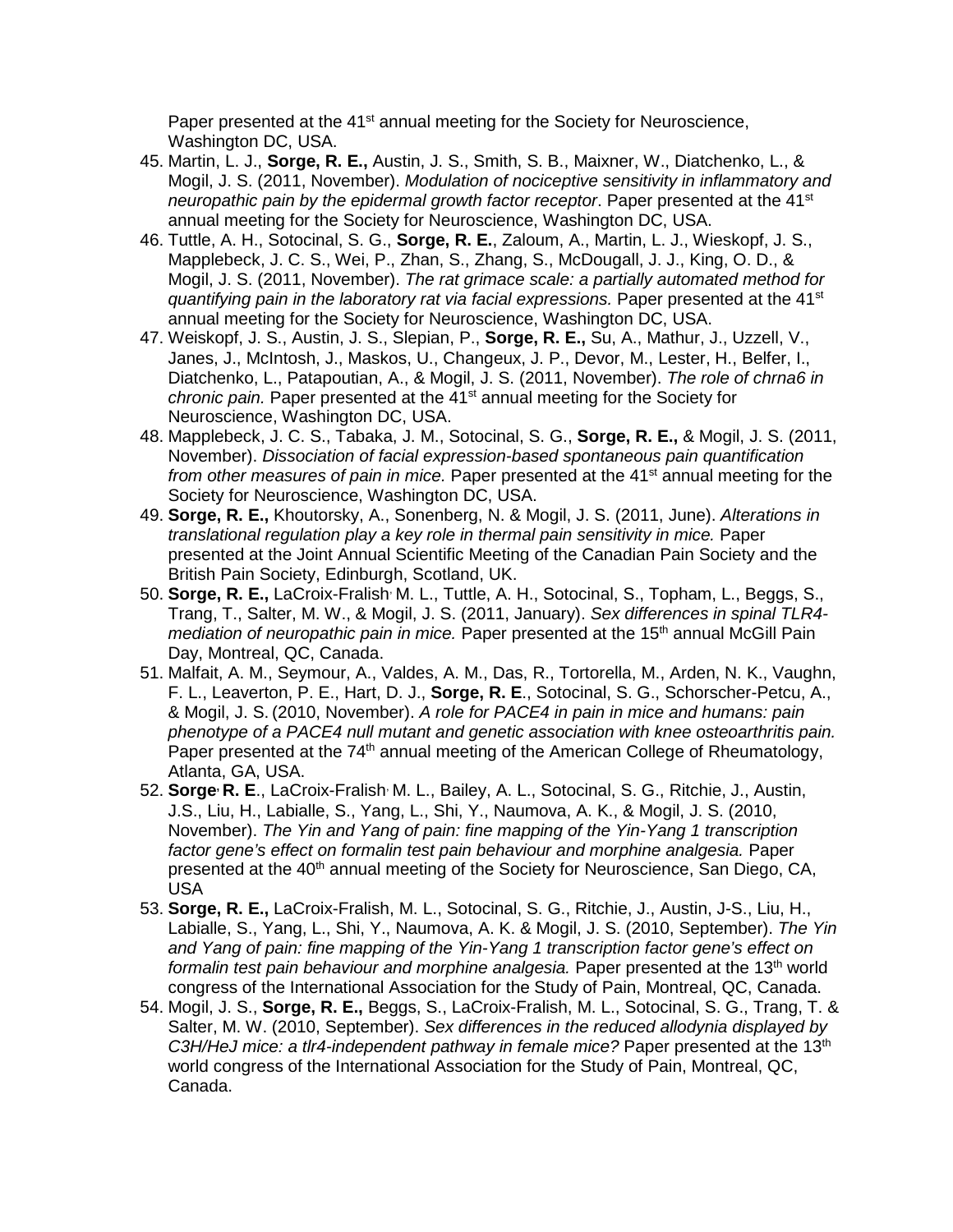Paper presented at the 41st annual meeting for the Society for Neuroscience, Washington DC, USA.

45. Martin, L. J., **Sorge, R. E.,** Austin, J. S., Smith, S. B., Maixner, W., Diatchenko, L., & Mogil, J. S. (2011, November). *Modulation of nociceptive sensitivity in inflammatory and neuropathic pain by the epidermal growth factor receptor*. Paper presented at the 41st annual meeting for the Society for Neuroscience, Washington DC, USA.
46. Tuttle, A. H., Sotocinal, S. G., **Sorge, R. E.**, Zaloum, A., Martin, L. J., Wieskopf, J. S., Mapplebeck, J. C. S., Wei, P., Zhan, S., Zhang, S., McDougall, J. J., King, O. D., & Mogil, J. S. (2011, November). *The rat grimace scale: a partially automated method for quantifying pain in the laboratory rat via facial expressions.* Paper presented at the 41st annual meeting for the Society for Neuroscience, Washington DC, USA.
47. Weiskopf, J. S., Austin, J. S., Slepian, P., **Sorge, R. E.,** Su, A., Mathur, J., Uzzell, V., Janes, J., McIntosh, J., Maskos, U., Changeux, J. P., Devor, M., Lester, H., Belfer, I., Diatchenko, L., Patapoutian, A., & Mogil, J. S. (2011, November). *The role of chrna6 in chronic pain.* Paper presented at the 41st annual meeting for the Society for Neuroscience, Washington DC, USA.
48. Mapplebeck, J. C. S., Tabaka, J. M., Sotocinal, S. G., **Sorge, R. E.,** & Mogil, J. S. (2011, November). *Dissociation of facial expression-based spontaneous pain quantification from other measures of pain in mice.* Paper presented at the 41st annual meeting for the Society for Neuroscience, Washington DC, USA.
49. **Sorge, R. E.,** Khoutorsky, A., Sonenberg, N. & Mogil, J. S. (2011, June). *Alterations in translational regulation play a key role in thermal pain sensitivity in mice.* Paper presented at the Joint Annual Scientific Meeting of the Canadian Pain Society and the British Pain Society, Edinburgh, Scotland, UK.
50. **Sorge, R. E.,** LaCroix-Fralish, M. L., Tuttle, A. H., Sotocinal, S., Topham, L., Beggs, S., Trang, T., Salter, M. W., & Mogil, J. S. (2011, January). *Sex differences in spinal TLR4-mediation of neuropathic pain in mice.* Paper presented at the 15th annual McGill Pain Day, Montreal, QC, Canada.
51. Malfait, A. M., Seymour, A., Valdes, A. M., Das, R., Tortorella, M., Arden, N. K., Vaughn, F. L., Leaverton, P. E., Hart, D. J., **Sorge, R. E**., Sotocinal, S. G., Schorscher-Petcu, A., & Mogil, J. S. (2010, November). *A role for PACE4 in pain in mice and humans: pain phenotype of a PACE4 null mutant and genetic association with knee osteoarthritis pain.* Paper presented at the 74th annual meeting of the American College of Rheumatology, Atlanta, GA, USA.
52. **Sorge, R. E**., LaCroix-Fralish, M. L., Bailey, A. L., Sotocinal, S. G., Ritchie, J., Austin, J.S., Liu, H., Labialle, S., Yang, L., Naumova, A. K., & Mogil, J. S. (2010, November). *The Yin and Yang of pain: fine mapping of the Yin-Yang 1 transcription factor gene's effect on formalin test pain behaviour and morphine analgesia.* Paper presented at the 40th annual meeting of the Society for Neuroscience, San Diego, CA, USA
53. **Sorge, R. E.,** LaCroix-Fralish, M. L., Sotocinal, S. G., Ritchie, J., Austin, J-S., Liu, H., Labialle, S., Yang, L., Shi, Y., Naumova, A. K. & Mogil, J. S. (2010, September). *The Yin and Yang of pain: fine mapping of the Yin-Yang 1 transcription factor gene's effect on formalin test pain behaviour and morphine analgesia.* Paper presented at the 13th world congress of the International Association for the Study of Pain, Montreal, QC, Canada.
54. Mogil, J. S., **Sorge, R. E.,** Beggs, S., LaCroix-Fralish, M. L., Sotocinal, S. G., Trang, T. & Salter, M. W. (2010, September). *Sex differences in the reduced allodynia displayed by C3H/HeJ mice: a tlr4-independent pathway in female mice?* Paper presented at the 13th world congress of the International Association for the Study of Pain, Montreal, QC, Canada.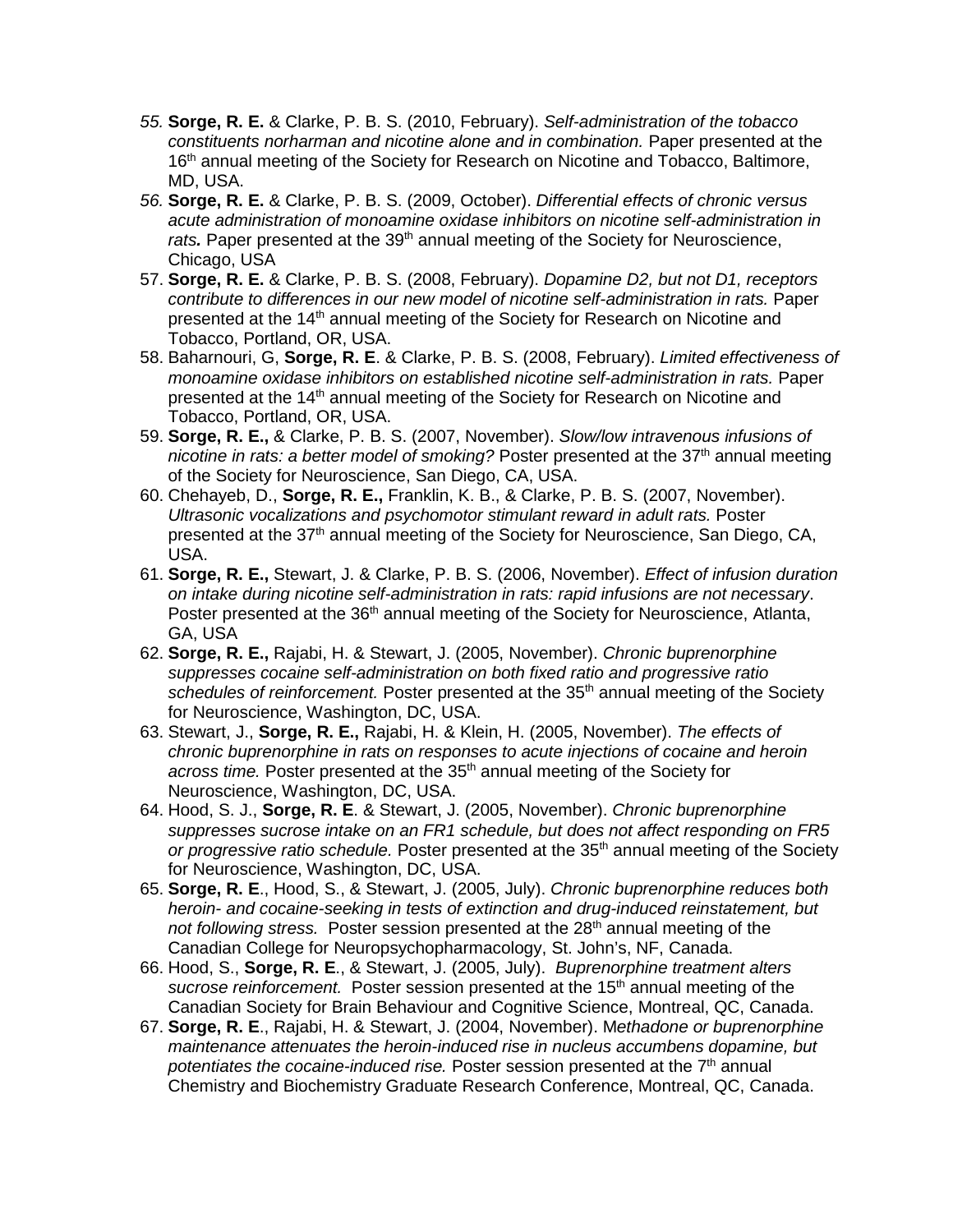55. **Sorge, R. E.** & Clarke, P. B. S. (2010, February). *Self-administration of the tobacco constituents norharman and nicotine alone and in combination.* Paper presented at the 16th annual meeting of the Society for Research on Nicotine and Tobacco, Baltimore, MD, USA.
56. **Sorge, R. E.** & Clarke, P. B. S. (2009, October). *Differential effects of chronic versus acute administration of monoamine oxidase inhibitors on nicotine self-administration in rats.* Paper presented at the 39th annual meeting of the Society for Neuroscience, Chicago, USA
57. **Sorge, R. E.** & Clarke, P. B. S. (2008, February). *Dopamine D2, but not D1, receptors contribute to differences in our new model of nicotine self-administration in rats.* Paper presented at the 14th annual meeting of the Society for Research on Nicotine and Tobacco, Portland, OR, USA.
58. Baharnouri, G, **Sorge, R. E**. & Clarke, P. B. S. (2008, February). *Limited effectiveness of monoamine oxidase inhibitors on established nicotine self-administration in rats.* Paper presented at the 14th annual meeting of the Society for Research on Nicotine and Tobacco, Portland, OR, USA.
59. **Sorge, R. E.,** & Clarke, P. B. S. (2007, November). *Slow/low intravenous infusions of nicotine in rats: a better model of smoking?* Poster presented at the 37th annual meeting of the Society for Neuroscience, San Diego, CA, USA.
60. Chehayeb, D., **Sorge, R. E.,** Franklin, K. B., & Clarke, P. B. S. (2007, November). *Ultrasonic vocalizations and psychomotor stimulant reward in adult rats.* Poster presented at the 37th annual meeting of the Society for Neuroscience, San Diego, CA, USA.
61. **Sorge, R. E.,** Stewart, J. & Clarke, P. B. S. (2006, November). *Effect of infusion duration on intake during nicotine self-administration in rats: rapid infusions are not necessary*. Poster presented at the 36th annual meeting of the Society for Neuroscience, Atlanta, GA, USA
62. **Sorge, R. E.,** Rajabi, H. & Stewart, J. (2005, November). *Chronic buprenorphine suppresses cocaine self-administration on both fixed ratio and progressive ratio schedules of reinforcement.* Poster presented at the 35th annual meeting of the Society for Neuroscience, Washington, DC, USA.
63. Stewart, J., **Sorge, R. E.,** Rajabi, H. & Klein, H. (2005, November). *The effects of chronic buprenorphine in rats on responses to acute injections of cocaine and heroin across time.* Poster presented at the 35th annual meeting of the Society for Neuroscience, Washington, DC, USA.
64. Hood, S. J., **Sorge, R. E**. & Stewart, J. (2005, November). *Chronic buprenorphine suppresses sucrose intake on an FR1 schedule, but does not affect responding on FR5 or progressive ratio schedule.* Poster presented at the 35th annual meeting of the Society for Neuroscience, Washington, DC, USA.
65. **Sorge, R. E**., Hood, S., & Stewart, J. (2005, July). *Chronic buprenorphine reduces both heroin- and cocaine-seeking in tests of extinction and drug-induced reinstatement, but not following stress.* Poster session presented at the 28th annual meeting of the Canadian College for Neuropsychopharmacology, St. John's, NF, Canada.
66. Hood, S., **Sorge, R. E**., & Stewart, J. (2005, July). *Buprenorphine treatment alters sucrose reinforcement.* Poster session presented at the 15th annual meeting of the Canadian Society for Brain Behaviour and Cognitive Science, Montreal, QC, Canada.
67. **Sorge, R. E**., Rajabi, H. & Stewart, J. (2004, November). M*ethadone or buprenorphine maintenance attenuates the heroin-induced rise in nucleus accumbens dopamine, but potentiates the cocaine-induced rise.* Poster session presented at the 7th annual Chemistry and Biochemistry Graduate Research Conference, Montreal, QC, Canada.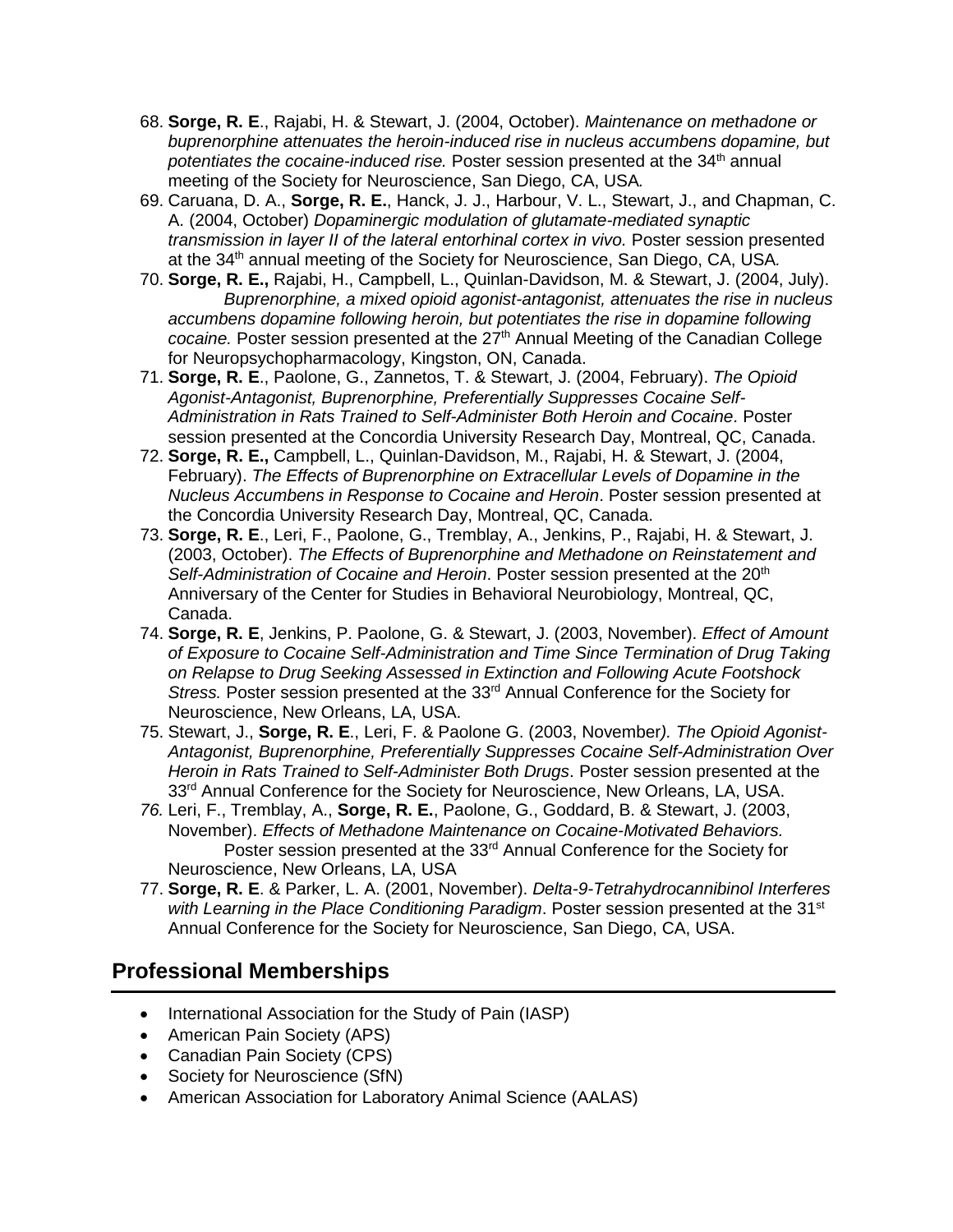68. **Sorge, R. E**., Rajabi, H. & Stewart, J. (2004, October). *Maintenance on methadone or buprenorphine attenuates the heroin-induced rise in nucleus accumbens dopamine, but potentiates the cocaine-induced rise.* Poster session presented at the 34th annual meeting of the Society for Neuroscience, San Diego, CA, USA*.*
69. Caruana, D. A., **Sorge, R. E.**, Hanck, J. J., Harbour, V. L., Stewart, J., and Chapman, C. A. (2004, October) *Dopaminergic modulation of glutamate-mediated synaptic transmission in layer II of the lateral entorhinal cortex in vivo.* Poster session presented at the 34th annual meeting of the Society for Neuroscience, San Diego, CA, USA*.*
70. **Sorge, R. E.,** Rajabi, H., Campbell, L., Quinlan-Davidson, M. & Stewart, J. (2004, July). *Buprenorphine, a mixed opioid agonist-antagonist, attenuates the rise in nucleus accumbens dopamine following heroin, but potentiates the rise in dopamine following cocaine.* Poster session presented at the 27th Annual Meeting of the Canadian College for Neuropsychopharmacology, Kingston, ON, Canada.
71. **Sorge, R. E**., Paolone, G., Zannetos, T. & Stewart, J. (2004, February). *The Opioid Agonist-Antagonist, Buprenorphine, Preferentially Suppresses Cocaine Self-Administration in Rats Trained to Self-Administer Both Heroin and Cocaine*. Poster session presented at the Concordia University Research Day, Montreal, QC, Canada.
72. **Sorge, R. E.,** Campbell, L., Quinlan-Davidson, M., Rajabi, H. & Stewart, J. (2004, February). *The Effects of Buprenorphine on Extracellular Levels of Dopamine in the Nucleus Accumbens in Response to Cocaine and Heroin*. Poster session presented at the Concordia University Research Day, Montreal, QC, Canada.
73. **Sorge, R. E**., Leri, F., Paolone, G., Tremblay, A., Jenkins, P., Rajabi, H. & Stewart, J. (2003, October). *The Effects of Buprenorphine and Methadone on Reinstatement and Self-Administration of Cocaine and Heroin*. Poster session presented at the 20th Anniversary of the Center for Studies in Behavioral Neurobiology, Montreal, QC, Canada.
74. **Sorge, R. E**, Jenkins, P. Paolone, G. & Stewart, J. (2003, November). *Effect of Amount of Exposure to Cocaine Self-Administration and Time Since Termination of Drug Taking on Relapse to Drug Seeking Assessed in Extinction and Following Acute Footshock Stress.* Poster session presented at the 33rd Annual Conference for the Society for Neuroscience, New Orleans, LA, USA.
75. Stewart, J., **Sorge, R. E**., Leri, F. & Paolone G. (2003, November*). The Opioid Agonist-Antagonist, Buprenorphine, Preferentially Suppresses Cocaine Self-Administration Over Heroin in Rats Trained to Self-Administer Both Drugs*. Poster session presented at the 33rd Annual Conference for the Society for Neuroscience, New Orleans, LA, USA.
76. Leri, F., Tremblay, A., **Sorge, R. E.**, Paolone, G., Goddard, B. & Stewart, J. (2003, November). *Effects of Methadone Maintenance on Cocaine-Motivated Behaviors.* Poster session presented at the 33rd Annual Conference for the Society for Neuroscience, New Orleans, LA, USA
77. **Sorge, R. E**. & Parker, L. A. (2001, November). *Delta-9-Tetrahydrocannibinol Interferes with Learning in the Place Conditioning Paradigm*. Poster session presented at the 31st Annual Conference for the Society for Neuroscience, San Diego, CA, USA.

## Professional Memberships

- International Association for the Study of Pain (IASP)
- American Pain Society (APS)
- Canadian Pain Society (CPS)
- Society for Neuroscience (SfN)
- American Association for Laboratory Animal Science (AALAS)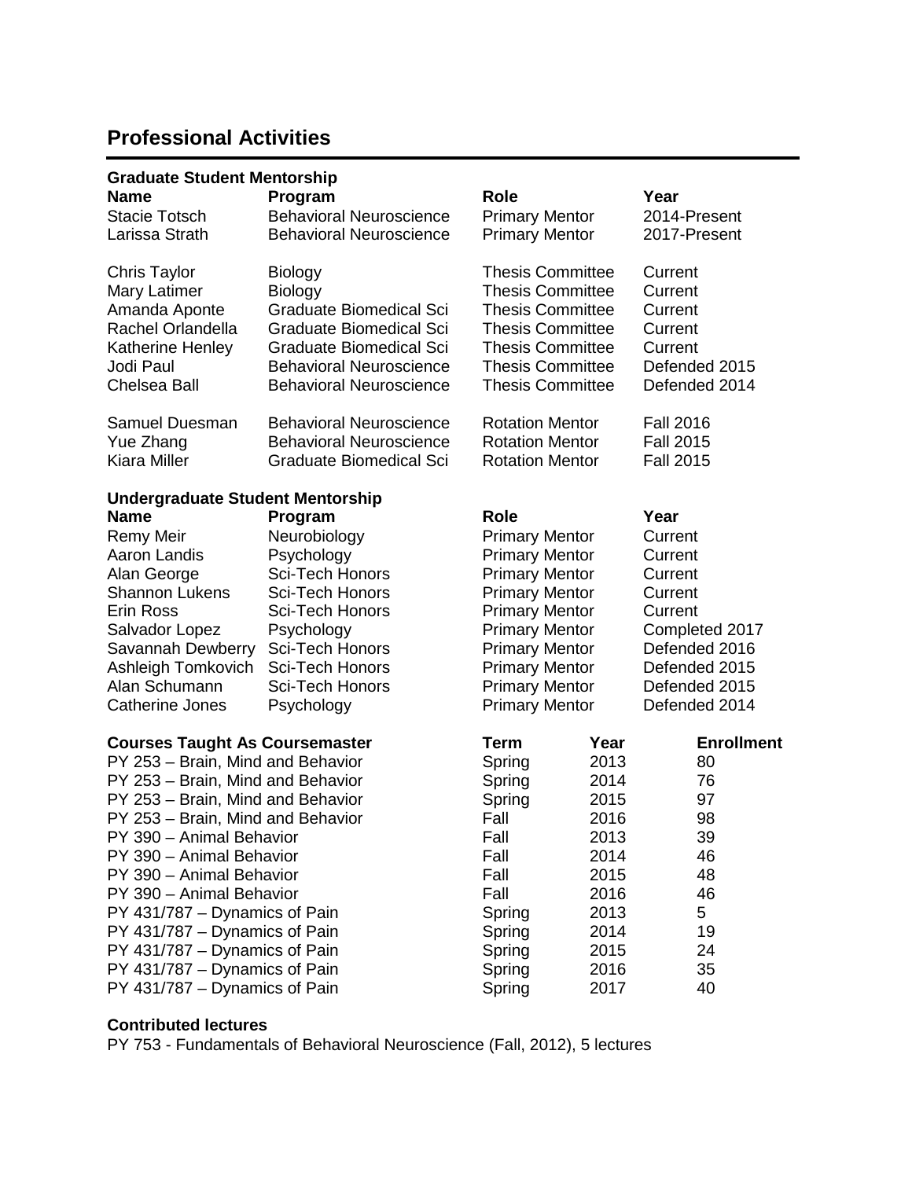## Professional Activities

### Graduate Student Mentorship

| Name | Program | Role | Year |
|---|---|---|---|
| Stacie Totsch | Behavioral Neuroscience | Primary Mentor | 2014-Present |
| Larissa Strath | Behavioral Neuroscience | Primary Mentor | 2017-Present |
| Chris Taylor | Biology | Thesis Committee | Current |
| Mary Latimer | Biology | Thesis Committee | Current |
| Amanda Aponte | Graduate Biomedical Sci | Thesis Committee | Current |
| Rachel Orlandella | Graduate Biomedical Sci | Thesis Committee | Current |
| Katherine Henley | Graduate Biomedical Sci | Thesis Committee | Current |
| Jodi Paul | Behavioral Neuroscience | Thesis Committee | Defended 2015 |
| Chelsea Ball | Behavioral Neuroscience | Thesis Committee | Defended 2014 |
| Samuel Duesman | Behavioral Neuroscience | Rotation Mentor | Fall 2016 |
| Yue Zhang | Behavioral Neuroscience | Rotation Mentor | Fall 2015 |
| Kiara Miller | Graduate Biomedical Sci | Rotation Mentor | Fall 2015 |

### Undergraduate Student Mentorship

| Name | Program | Role | Year |
|---|---|---|---|
| Remy Meir | Neurobiology | Primary Mentor | Current |
| Aaron Landis | Psychology | Primary Mentor | Current |
| Alan George | Sci-Tech Honors | Primary Mentor | Current |
| Shannon Lukens | Sci-Tech Honors | Primary Mentor | Current |
| Erin Ross | Sci-Tech Honors | Primary Mentor | Current |
| Salvador Lopez | Psychology | Primary Mentor | Completed 2017 |
| Savannah Dewberry | Sci-Tech Honors | Primary Mentor | Defended 2016 |
| Ashleigh Tomkovich | Sci-Tech Honors | Primary Mentor | Defended 2015 |
| Alan Schumann | Sci-Tech Honors | Primary Mentor | Defended 2015 |
| Catherine Jones | Psychology | Primary Mentor | Defended 2014 |

### Courses Taught As Coursemaster

| Course | Term | Year | Enrollment |
|---|---|---|---|
| PY 253 – Brain, Mind and Behavior | Spring | 2013 | 80 |
| PY 253 – Brain, Mind and Behavior | Spring | 2014 | 76 |
| PY 253 – Brain, Mind and Behavior | Spring | 2015 | 97 |
| PY 253 – Brain, Mind and Behavior | Fall | 2016 | 98 |
| PY 390 – Animal Behavior | Fall | 2013 | 39 |
| PY 390 – Animal Behavior | Fall | 2014 | 46 |
| PY 390 – Animal Behavior | Fall | 2015 | 48 |
| PY 390 – Animal Behavior | Fall | 2016 | 46 |
| PY 431/787 – Dynamics of Pain | Spring | 2013 | 5 |
| PY 431/787 – Dynamics of Pain | Spring | 2014 | 19 |
| PY 431/787 – Dynamics of Pain | Spring | 2015 | 24 |
| PY 431/787 – Dynamics of Pain | Spring | 2016 | 35 |
| PY 431/787 – Dynamics of Pain | Spring | 2017 | 40 |

### Contributed lectures

PY 753 - Fundamentals of Behavioral Neuroscience (Fall, 2012), 5 lectures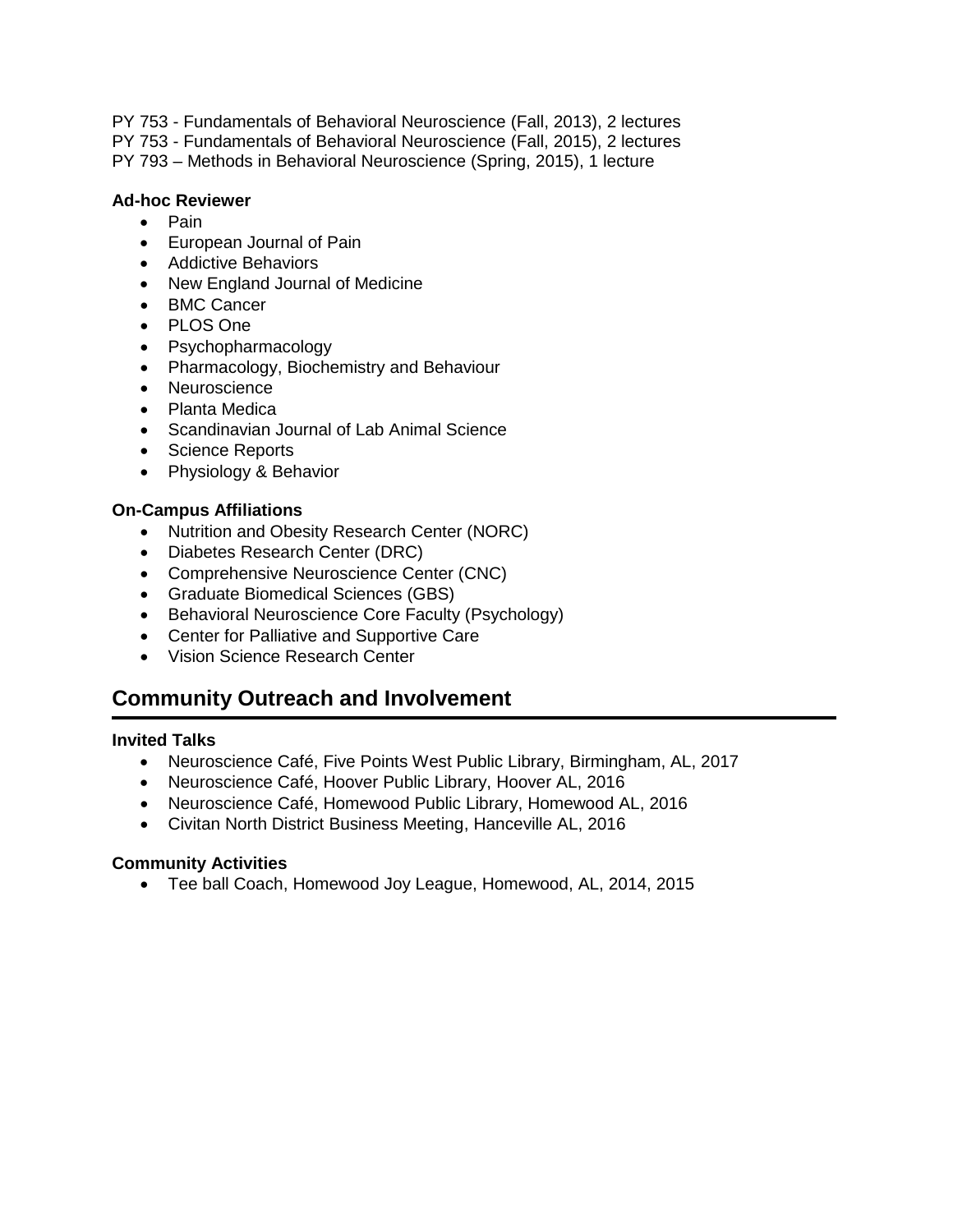PY 753 - Fundamentals of Behavioral Neuroscience (Fall, 2013), 2 lectures
PY 753 - Fundamentals of Behavioral Neuroscience (Fall, 2015), 2 lectures
PY 793 – Methods in Behavioral Neuroscience (Spring, 2015), 1 lecture

**Ad-hoc Reviewer**

- Pain
- European Journal of Pain
- Addictive Behaviors
- New England Journal of Medicine
- BMC Cancer
- PLOS One
- Psychopharmacology
- Pharmacology, Biochemistry and Behaviour
- Neuroscience
- Planta Medica
- Scandinavian Journal of Lab Animal Science
- Science Reports
- Physiology & Behavior

**On-Campus Affiliations**

- Nutrition and Obesity Research Center (NORC)
- Diabetes Research Center (DRC)
- Comprehensive Neuroscience Center (CNC)
- Graduate Biomedical Sciences (GBS)
- Behavioral Neuroscience Core Faculty (Psychology)
- Center for Palliative and Supportive Care
- Vision Science Research Center

## Community Outreach and Involvement

**Invited Talks**

- Neuroscience Café, Five Points West Public Library, Birmingham, AL, 2017
- Neuroscience Café, Hoover Public Library, Hoover AL, 2016
- Neuroscience Café, Homewood Public Library, Homewood AL, 2016
- Civitan North District Business Meeting, Hanceville AL, 2016

**Community Activities**

- Tee ball Coach, Homewood Joy League, Homewood, AL, 2014, 2015